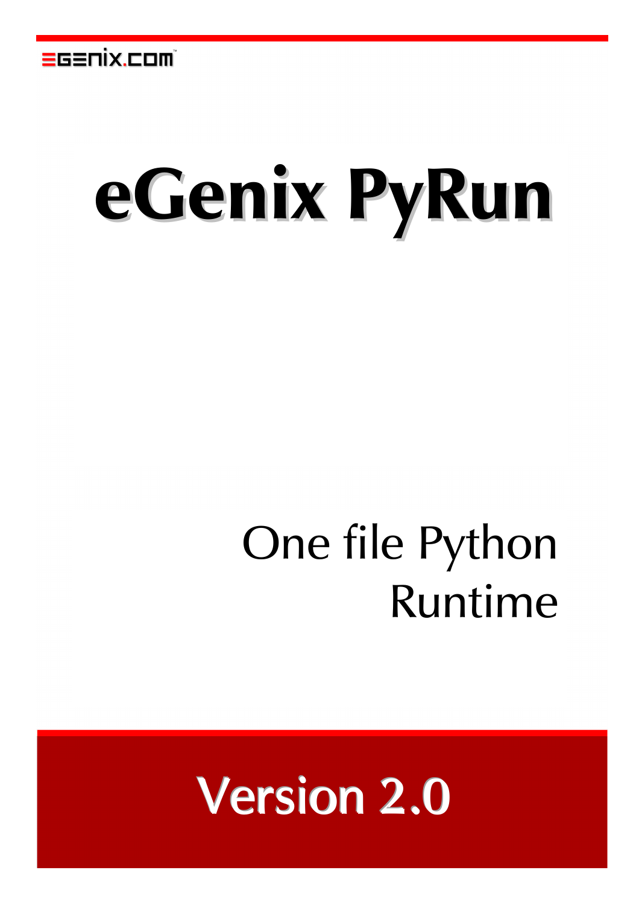# eGenix PyRun

One file Python Runtime

Version 2.0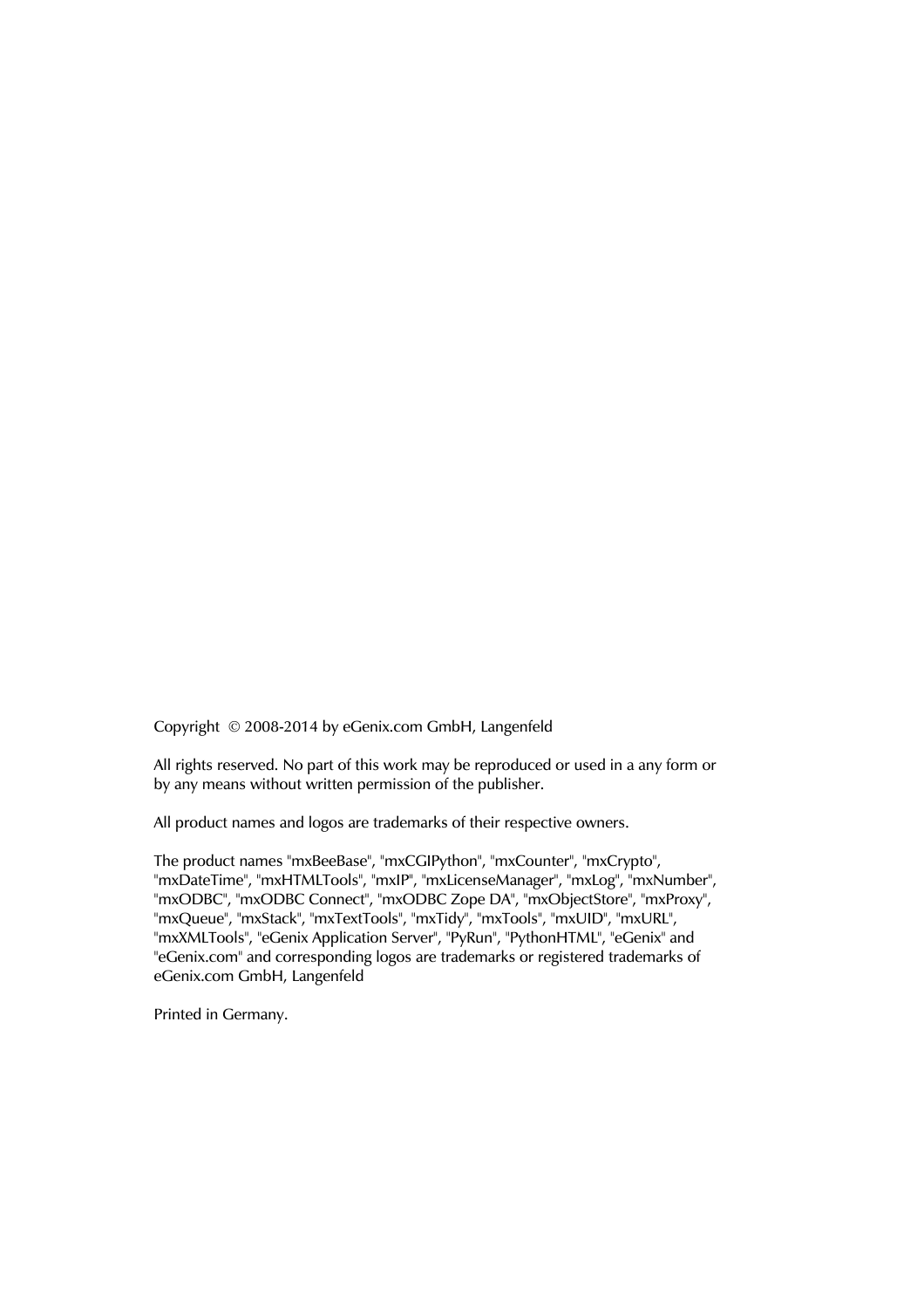Copyright © 2008-2014 by eGenix.com GmbH, Langenfeld

All rights reserved. No part of this work may be reproduced or used in a any form or by any means without written permission of the publisher.

All product names and logos are trademarks of their respective owners.

The product names "mxBeeBase", "mxCGIPython", "mxCounter", "mxCrypto", "mxDateTime", "mxHTMLTools", "mxIP", "mxLicenseManager", "mxLog", "mxNumber", "mxODBC", "mxODBC Connect", "mxODBC Zope DA", "mxObjectStore", "mxProxy", "mxQueue", "mxStack", "mxTextTools", "mxTidy", "mxTools", "mxUID", "mxURL", "mxXMLTools", "eGenix Application Server", "PyRun", "PythonHTML", "eGenix" and "eGenix.com" and corresponding logos are trademarks or registered trademarks of eGenix.com GmbH, Langenfeld

Printed in Germany.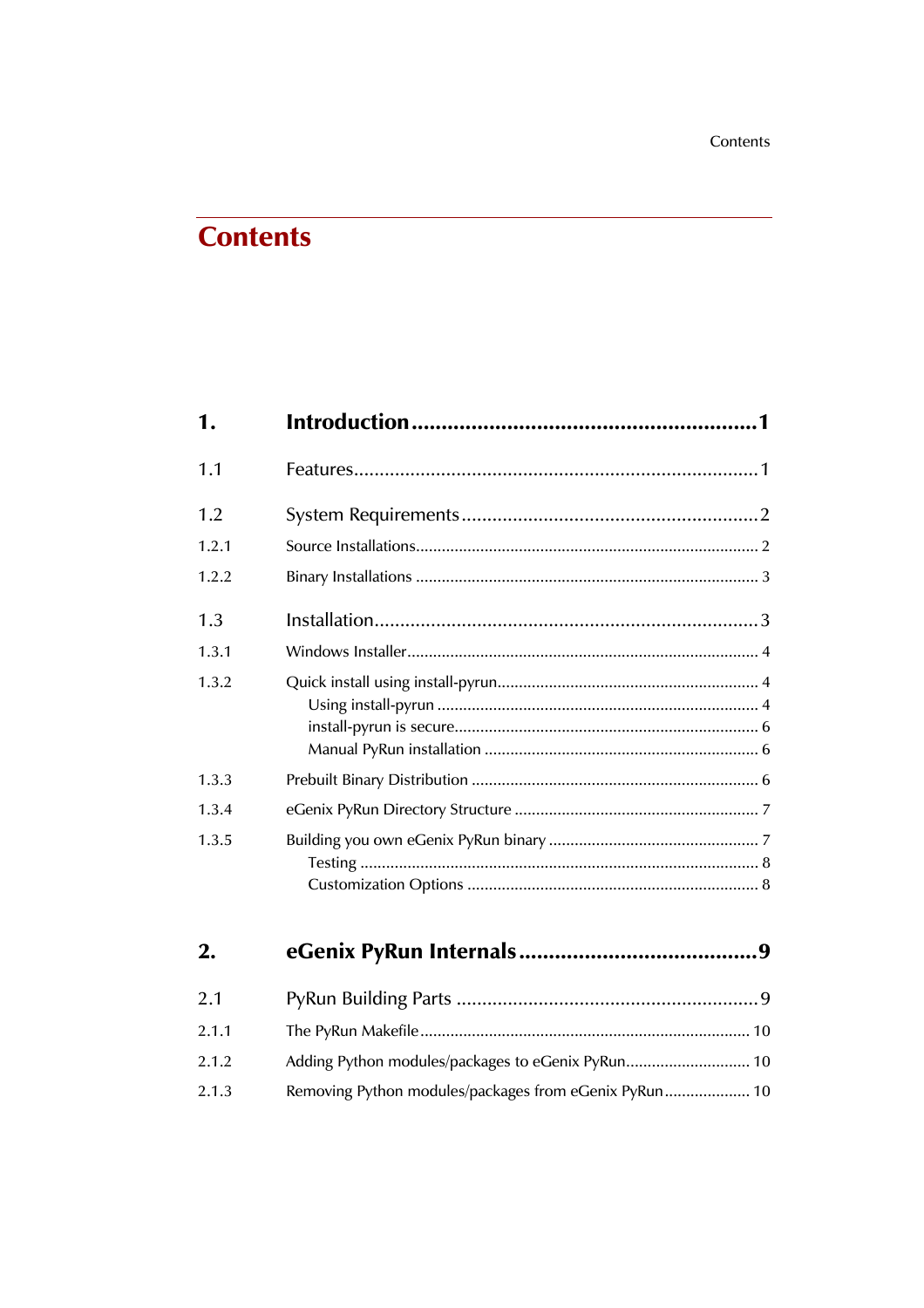# Contents

**1. Introduction** ... **1**

1.1 Features ... 1

1.2 System Requirements ... 2

- 1.2.1 Source Installations ... 2
- 1.2.2 Binary Installations ... 3

1.3 Installation ... 3

- 1.3.1 Windows Installer ... 4
- 1.3.2 Quick install using install-pyrun ... 4
  - Using install-pyrun ... 4
  - install-pyrun is secure ... 6
  - Manual PyRun installation ... 6
- 1.3.3 Prebuilt Binary Distribution ... 6
- 1.3.4 eGenix PyRun Directory Structure ... 7
- 1.3.5 Building you own eGenix PyRun binary ... 7
  - Testing ... 8
  - Customization Options ... 8

**2. eGenix PyRun Internals** ... **9**

2.1 PyRun Building Parts ... 9

- 2.1.1 The PyRun Makefile ... 10
- 2.1.2 Adding Python modules/packages to eGenix PyRun ... 10
- 2.1.3 Removing Python modules/packages from eGenix PyRun ... 10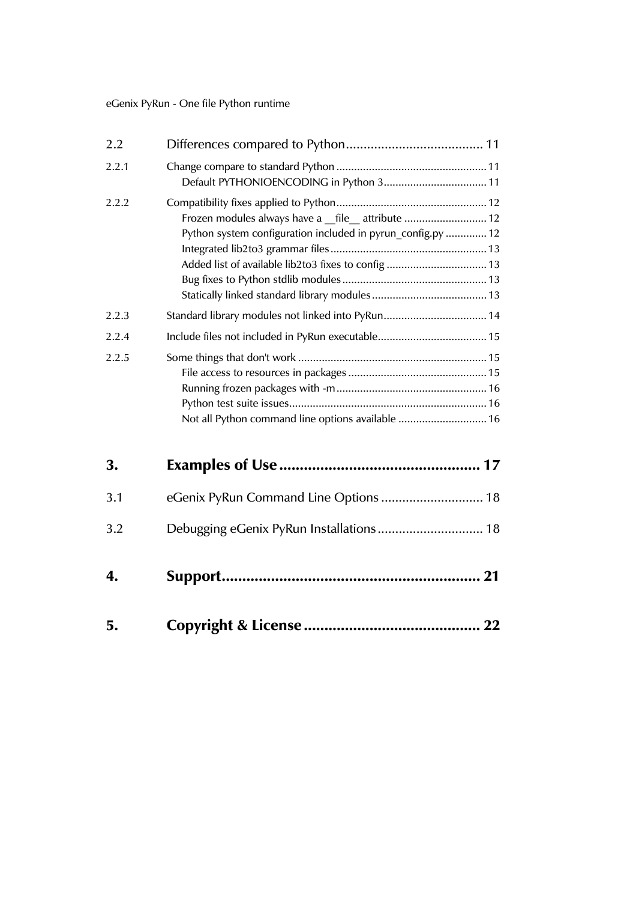| | | |
|---|---|---|
| 2.2 | Differences compared to Python | 11 |
| 2.2.1 | Change compare to standard Python | 11 |
| | Default PYTHONIOENCODING in Python 3 | 11 |
| 2.2.2 | Compatibility fixes applied to Python | 12 |
| | Frozen modules always have a __file__ attribute | 12 |
| | Python system configuration included in pyrun_config.py | 12 |
| | Integrated lib2to3 grammar files | 13 |
| | Added list of available lib2to3 fixes to config | 13 |
| | Bug fixes to Python stdlib modules | 13 |
| | Statically linked standard library modules | 13 |
| 2.2.3 | Standard library modules not linked into PyRun | 14 |
| 2.2.4 | Include files not included in PyRun executable | 15 |
| 2.2.5 | Some things that don't work | 15 |
| | File access to resources in packages | 15 |
| | Running frozen packages with -m | 16 |
| | Python test suite issues | 16 |
| | Not all Python command line options available | 16 |
| **3.** | **Examples of Use** | **17** |
| 3.1 | eGenix PyRun Command Line Options | 18 |
| 3.2 | Debugging eGenix PyRun Installations | 18 |
| **4.** | **Support** | **21** |
| **5.** | **Copyright & License** | **22** |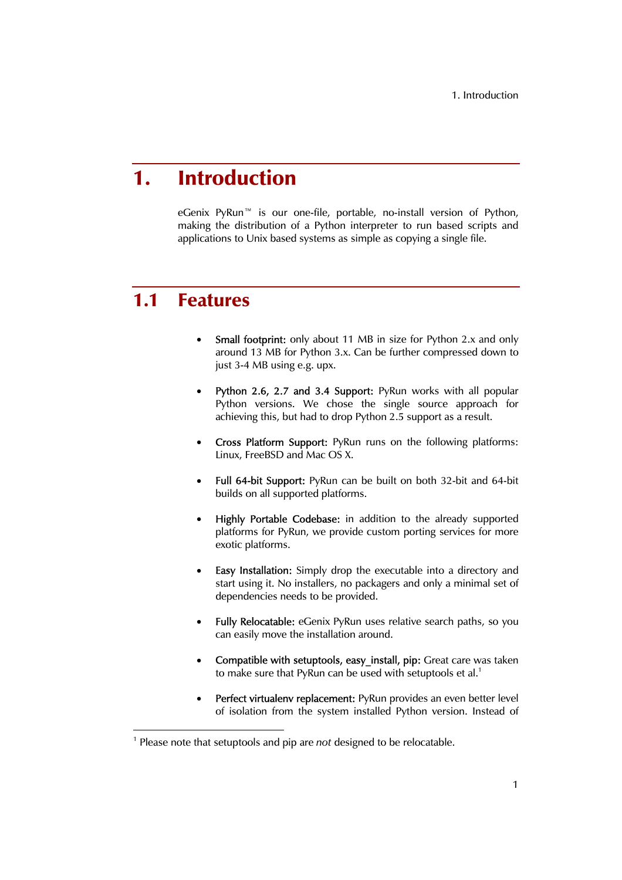# 1. Introduction

eGenix PyRun™ is our one-file, portable, no-install version of Python, making the distribution of a Python interpreter to run based scripts and applications to Unix based systems as simple as copying a single file.

## 1.1 Features

- **Small footprint:** only about 11 MB in size for Python 2.x and only around 13 MB for Python 3.x. Can be further compressed down to just 3-4 MB using e.g. upx.
- **Python 2.6, 2.7 and 3.4 Support:** PyRun works with all popular Python versions. We chose the single source approach for achieving this, but had to drop Python 2.5 support as a result.
- **Cross Platform Support:** PyRun runs on the following platforms: Linux, FreeBSD and Mac OS X.
- **Full 64-bit Support:** PyRun can be built on both 32-bit and 64-bit builds on all supported platforms.
- **Highly Portable Codebase:** in addition to the already supported platforms for PyRun, we provide custom porting services for more exotic platforms.
- **Easy Installation:** Simply drop the executable into a directory and start using it. No installers, no packagers and only a minimal set of dependencies needs to be provided.
- **Fully Relocatable:** eGenix PyRun uses relative search paths, so you can easily move the installation around.
- **Compatible with setuptools, easy_install, pip:** Great care was taken to make sure that PyRun can be used with setuptools et al.[1]
- **Perfect virtualenv replacement:** PyRun provides an even better level of isolation from the system installed Python version. Instead of

[1] Please note that setuptools and pip are *not* designed to be relocatable.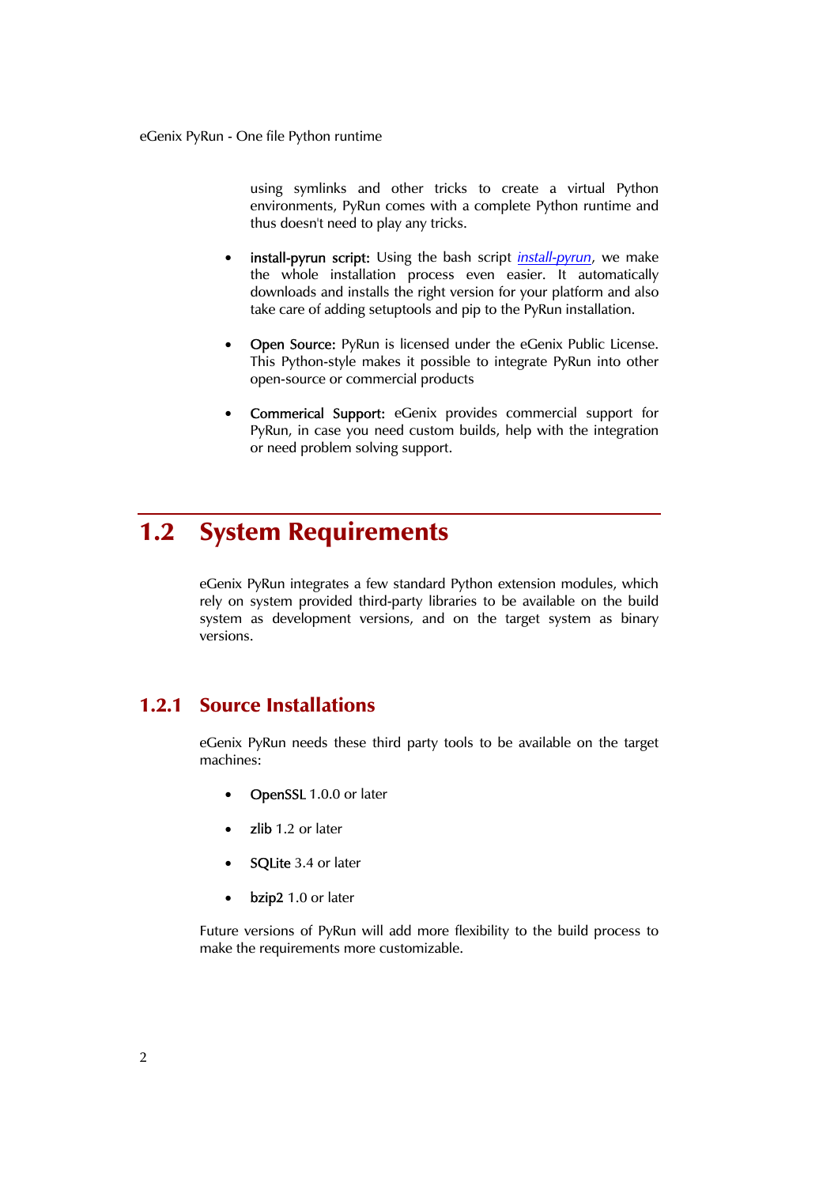using symlinks and other tricks to create a virtual Python environments, PyRun comes with a complete Python runtime and thus doesn't need to play any tricks.

- **install-pyrun script:** Using the bash script *install-pyrun*, we make the whole installation process even easier. It automatically downloads and installs the right version for your platform and also take care of adding setuptools and pip to the PyRun installation.

- **Open Source:** PyRun is licensed under the eGenix Public License. This Python-style makes it possible to integrate PyRun into other open-source or commercial products

- **Commerical Support:** eGenix provides commercial support for PyRun, in case you need custom builds, help with the integration or need problem solving support.

## 1.2 System Requirements

eGenix PyRun integrates a few standard Python extension modules, which rely on system provided third-party libraries to be available on the build system as development versions, and on the target system as binary versions.

### 1.2.1 Source Installations

eGenix PyRun needs these third party tools to be available on the target machines:

- **OpenSSL** 1.0.0 or later

- **zlib** 1.2 or later

- **SQLite** 3.4 or later

- **bzip2** 1.0 or later

Future versions of PyRun will add more flexibility to the build process to make the requirements more customizable.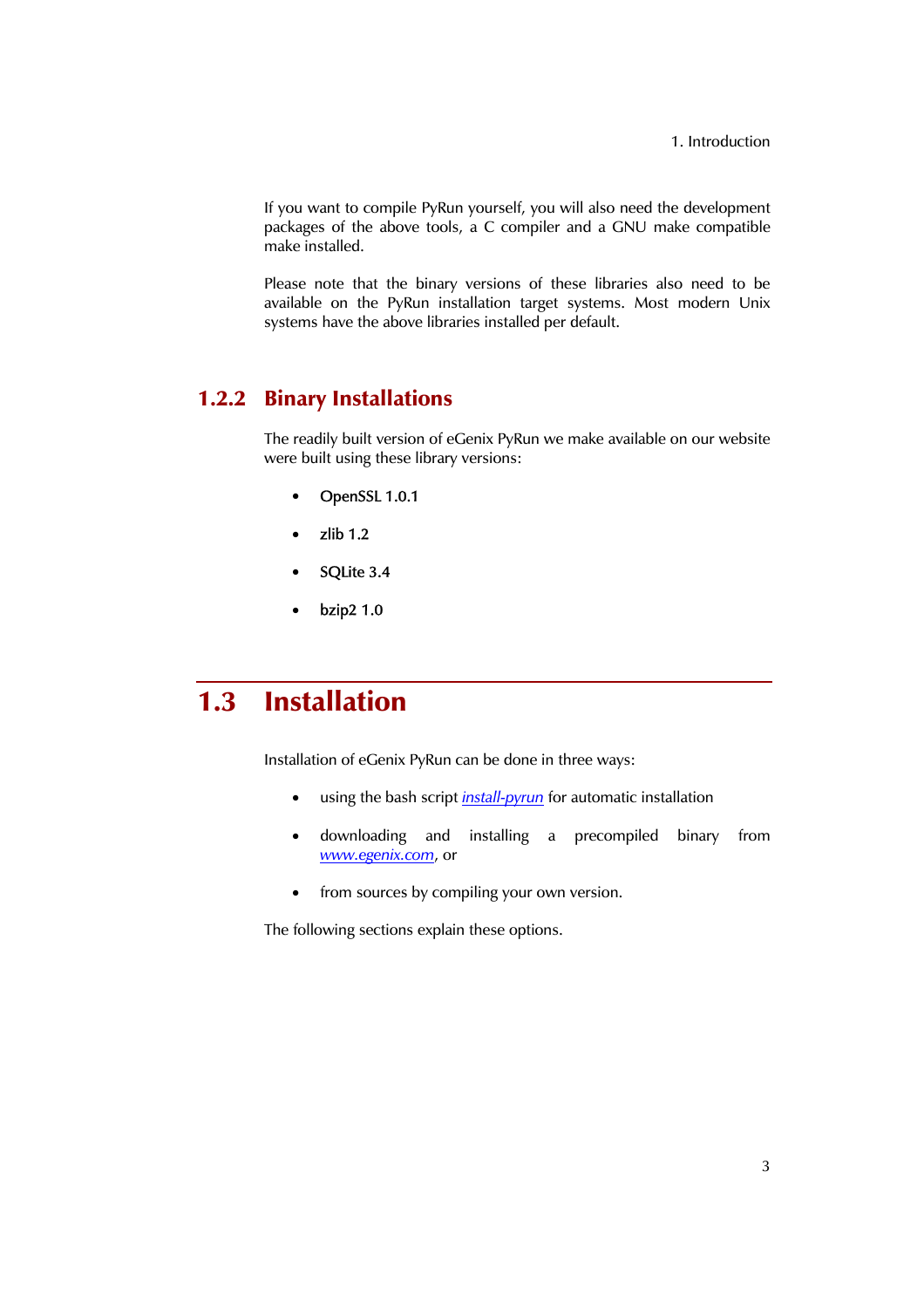If you want to compile PyRun yourself, you will also need the development packages of the above tools, a C compiler and a GNU make compatible make installed.

Please note that the binary versions of these libraries also need to be available on the PyRun installation target systems. Most modern Unix systems have the above libraries installed per default.

### 1.2.2 Binary Installations

The readily built version of eGenix PyRun we make available on our website were built using these library versions:

- OpenSSL 1.0.1
- zlib 1.2
- SQLite 3.4
- bzip2 1.0

## 1.3 Installation

Installation of eGenix PyRun can be done in three ways:

- using the bash script *install-pyrun* for automatic installation
- downloading and installing a precompiled binary from *www.egenix.com*, or
- from sources by compiling your own version.

The following sections explain these options.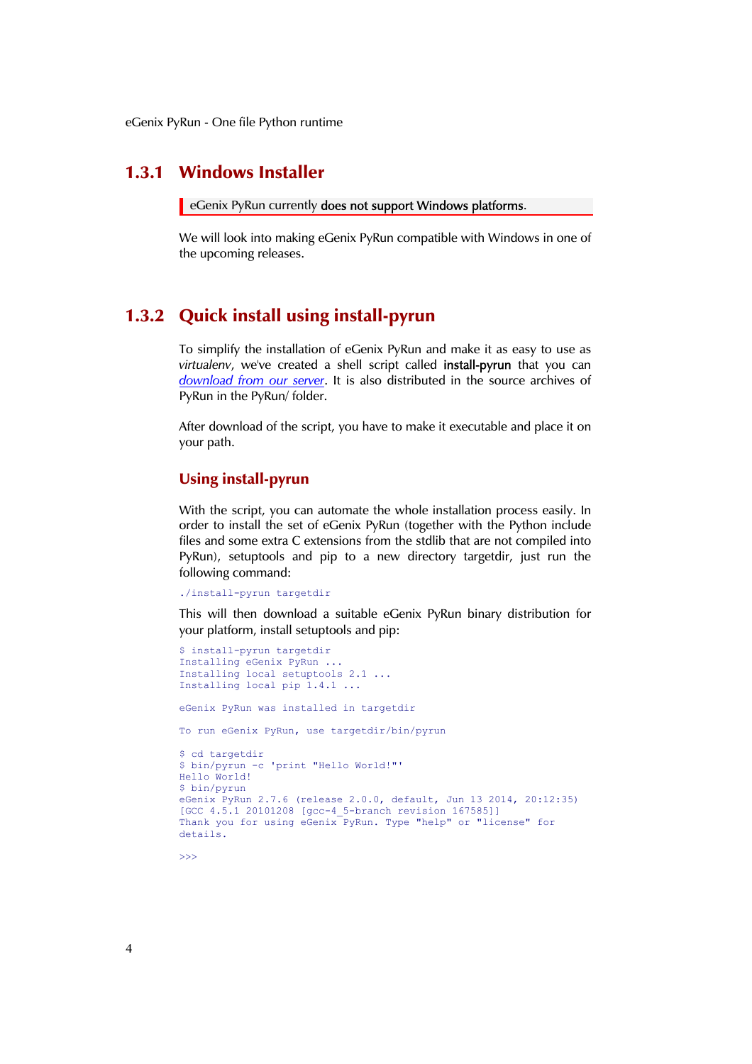### 1.3.1 Windows Installer

> eGenix PyRun currently **does not support Windows platforms**.

We will look into making eGenix PyRun compatible with Windows in one of the upcoming releases.

### 1.3.2 Quick install using install-pyrun

To simplify the installation of eGenix PyRun and make it as easy to use as *virtualenv*, we've created a shell script called **install-pyrun** that you can *download from our server*. It is also distributed in the source archives of PyRun in the PyRun/ folder.

After download of the script, you have to make it executable and place it on your path.

#### Using install-pyrun

With the script, you can automate the whole installation process easily. In order to install the set of eGenix PyRun (together with the Python include files and some extra C extensions from the stdlib that are not compiled into PyRun), setuptools and pip to a new directory targetdir, just run the following command:

```
./install-pyrun targetdir
```

This will then download a suitable eGenix PyRun binary distribution for your platform, install setuptools and pip:

```
$ install-pyrun targetdir
Installing eGenix PyRun ...
Installing local setuptools 2.1 ...
Installing local pip 1.4.1 ...

eGenix PyRun was installed in targetdir

To run eGenix PyRun, use targetdir/bin/pyrun

$ cd targetdir
$ bin/pyrun -c 'print "Hello World!"'
Hello World!
$ bin/pyrun
eGenix PyRun 2.7.6 (release 2.0.0, default, Jun 13 2014, 20:12:35)
[GCC 4.5.1 20101208 [gcc-4_5-branch revision 167585]]
Thank you for using eGenix PyRun. Type "help" or "license" for
details.

>>>
```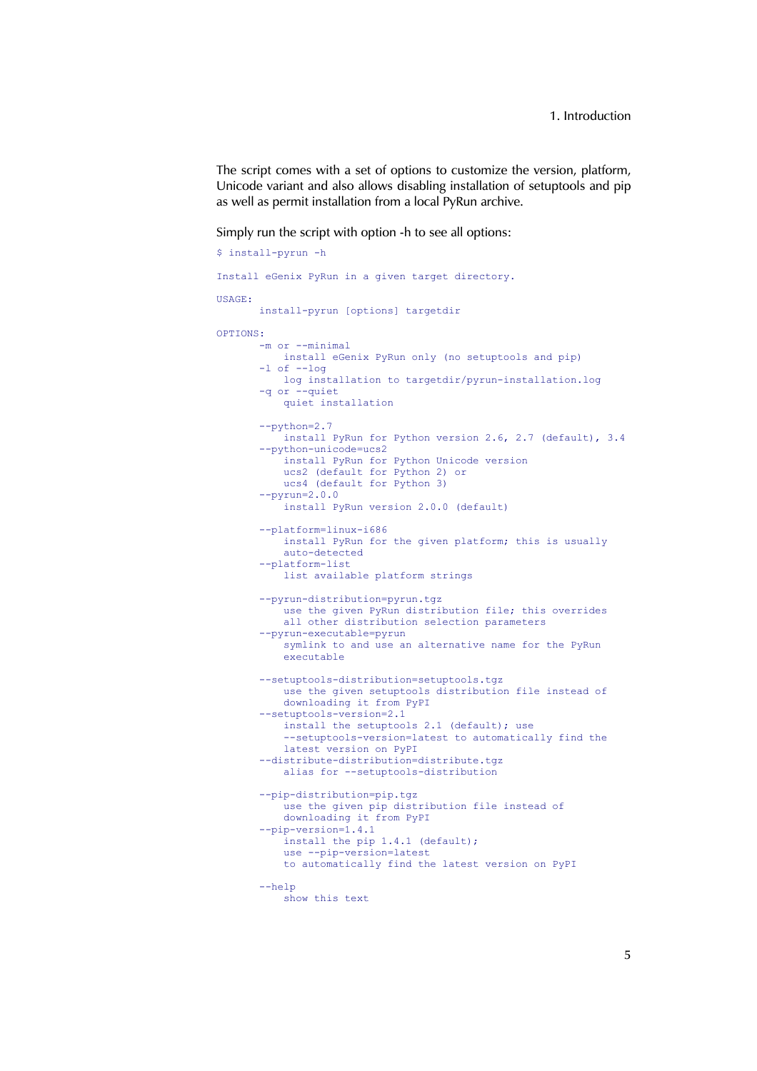The script comes with a set of options to customize the version, platform, Unicode variant and also allows disabling installation of setuptools and pip as well as permit installation from a local PyRun archive.

Simply run the script with option -h to see all options:

```
$ install-pyrun -h

Install eGenix PyRun in a given target directory.

USAGE:
       install-pyrun [options] targetdir

OPTIONS:
       -m or --minimal
           install eGenix PyRun only (no setuptools and pip)
       -l of --log
           log installation to targetdir/pyrun-installation.log
       -q or --quiet
           quiet installation

       --python=2.7
           install PyRun for Python version 2.6, 2.7 (default), 3.4
       --python-unicode=ucs2
           install PyRun for Python Unicode version
           ucs2 (default for Python 2) or
           ucs4 (default for Python 3)
       --pyrun=2.0.0
           install PyRun version 2.0.0 (default)

       --platform=linux-i686
           install PyRun for the given platform; this is usually
           auto-detected
       --platform-list
           list available platform strings

       --pyrun-distribution=pyrun.tgz
           use the given PyRun distribution file; this overrides
           all other distribution selection parameters
       --pyrun-executable=pyrun
           symlink to and use an alternative name for the PyRun
           executable

       --setuptools-distribution=setuptools.tgz
           use the given setuptools distribution file instead of
           downloading it from PyPI
       --setuptools-version=2.1
           install the setuptools 2.1 (default); use
           --setuptools-version=latest to automatically find the
           latest version on PyPI
       --distribute-distribution=distribute.tgz
           alias for --setuptools-distribution

       --pip-distribution=pip.tgz
           use the given pip distribution file instead of
           downloading it from PyPI
       --pip-version=1.4.1
           install the pip 1.4.1 (default);
           use --pip-version=latest
           to automatically find the latest version on PyPI

       --help
           show this text
```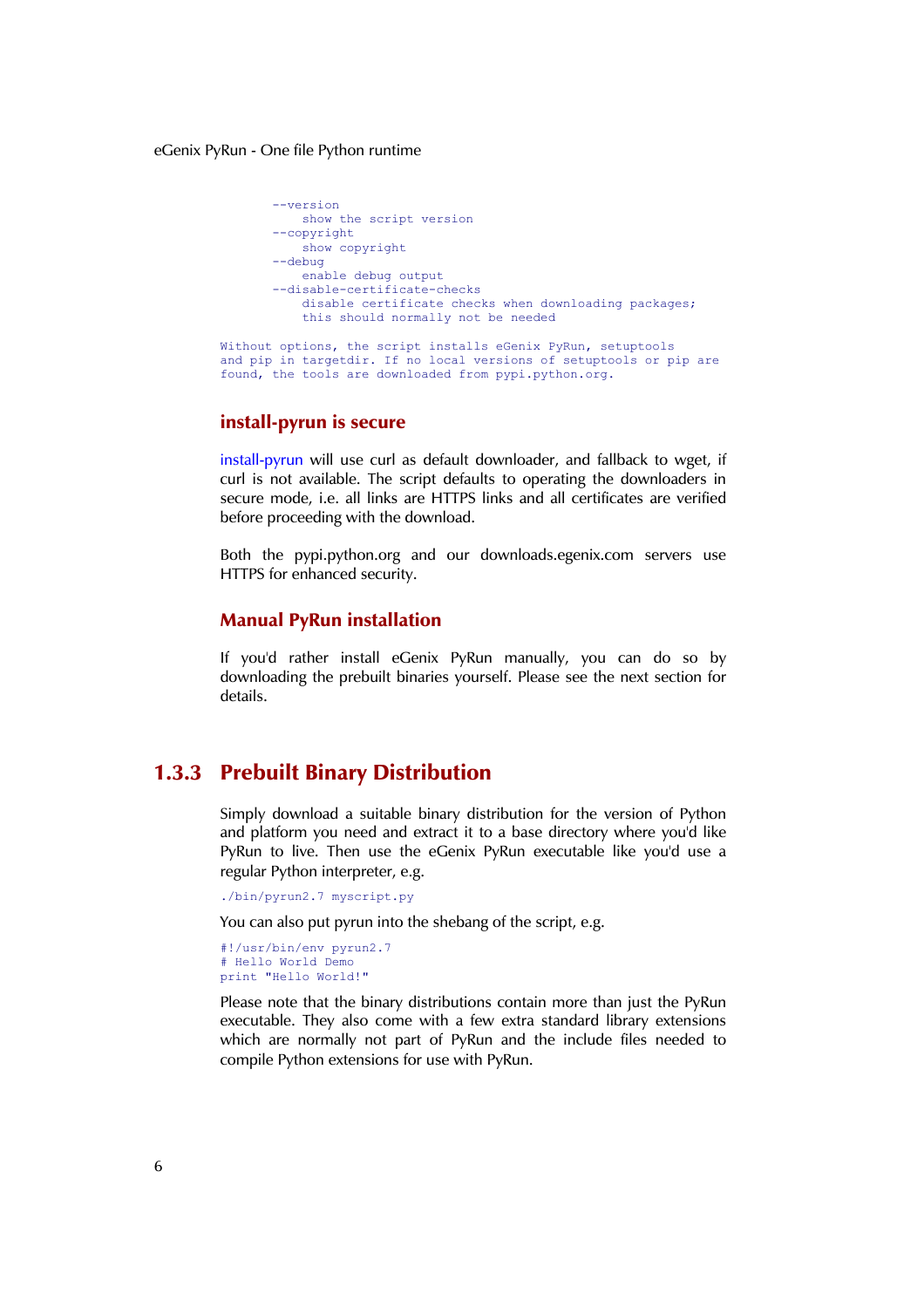```
        --version
            show the script version
        --copyright
            show copyright
        --debug
            enable debug output
        --disable-certificate-checks
            disable certificate checks when downloading packages;
            this should normally not be needed

Without options, the script installs eGenix PyRun, setuptools
and pip in targetdir. If no local versions of setuptools or pip are
found, the tools are downloaded from pypi.python.org.
```

### install-pyrun is secure

install-pyrun will use curl as default downloader, and fallback to wget, if curl is not available. The script defaults to operating the downloaders in secure mode, i.e. all links are HTTPS links and all certificates are verified before proceeding with the download.

Both the pypi.python.org and our downloads.egenix.com servers use HTTPS for enhanced security.

### Manual PyRun installation

If you'd rather install eGenix PyRun manually, you can do so by downloading the prebuilt binaries yourself. Please see the next section for details.

## 1.3.3 Prebuilt Binary Distribution

Simply download a suitable binary distribution for the version of Python and platform you need and extract it to a base directory where you'd like PyRun to live. Then use the eGenix PyRun executable like you'd use a regular Python interpreter, e.g.

```
./bin/pyrun2.7 myscript.py
```

You can also put pyrun into the shebang of the script, e.g.

```
#!/usr/bin/env pyrun2.7
# Hello World Demo
print "Hello World!"
```

Please note that the binary distributions contain more than just the PyRun executable. They also come with a few extra standard library extensions which are normally not part of PyRun and the include files needed to compile Python extensions for use with PyRun.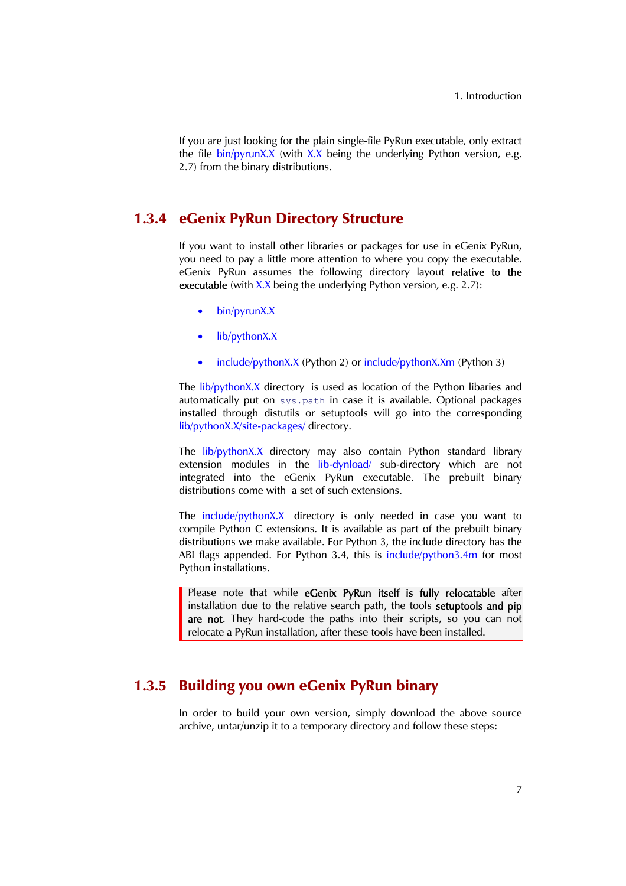If you are just looking for the plain single-file PyRun executable, only extract the file bin/pyrunX.X (with X.X being the underlying Python version, e.g. 2.7) from the binary distributions.

### 1.3.4 eGenix PyRun Directory Structure

If you want to install other libraries or packages for use in eGenix PyRun, you need to pay a little more attention to where you copy the executable. eGenix PyRun assumes the following directory layout **relative to the executable** (with X.X being the underlying Python version, e.g. 2.7):

- bin/pyrunX.X
- lib/pythonX.X
- include/pythonX.X (Python 2) or include/pythonX.Xm (Python 3)

The lib/pythonX.X directory is used as location of the Python libaries and automatically put on `sys.path` in case it is available. Optional packages installed through distutils or setuptools will go into the corresponding lib/pythonX.X/site-packages/ directory.

The lib/pythonX.X directory may also contain Python standard library extension modules in the lib-dynload/ sub-directory which are not integrated into the eGenix PyRun executable. The prebuilt binary distributions come with a set of such extensions.

The include/pythonX.X directory is only needed in case you want to compile Python C extensions. It is available as part of the prebuilt binary distributions we make available. For Python 3, the include directory has the ABI flags appended. For Python 3.4, this is include/python3.4m for most Python installations.

> Please note that while **eGenix PyRun itself is fully relocatable** after installation due to the relative search path, the tools **setuptools and pip are not**. They hard-code the paths into their scripts, so you can not relocate a PyRun installation, after these tools have been installed.

### 1.3.5 Building you own eGenix PyRun binary

In order to build your own version, simply download the above source archive, untar/unzip it to a temporary directory and follow these steps: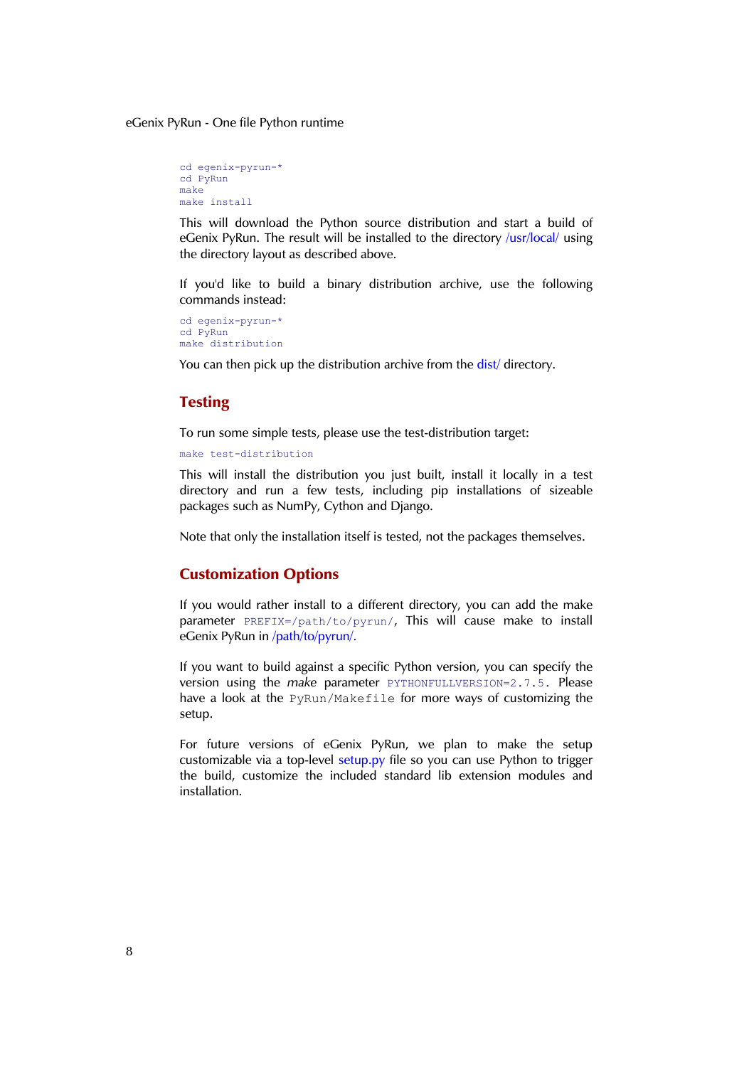```
cd egenix-pyrun-*
cd PyRun
make
make install
```

This will download the Python source distribution and start a build of eGenix PyRun. The result will be installed to the directory /usr/local/ using the directory layout as described above.

If you'd like to build a binary distribution archive, use the following commands instead:

```
cd egenix-pyrun-*
cd PyRun
make distribution
```

You can then pick up the distribution archive from the dist/ directory.

## Testing

To run some simple tests, please use the test-distribution target:

```
make test-distribution
```

This will install the distribution you just built, install it locally in a test directory and run a few tests, including pip installations of sizeable packages such as NumPy, Cython and Django.

Note that only the installation itself is tested, not the packages themselves.

## Customization Options

If you would rather install to a different directory, you can add the make parameter `PREFIX=/path/to/pyrun/`, This will cause make to install eGenix PyRun in /path/to/pyrun/.

If you want to build against a specific Python version, you can specify the version using the *make* parameter `PYTHONFULLVERSION=2.7.5`. Please have a look at the `PyRun/Makefile` for more ways of customizing the setup.

For future versions of eGenix PyRun, we plan to make the setup customizable via a top-level setup.py file so you can use Python to trigger the build, customize the included standard lib extension modules and installation.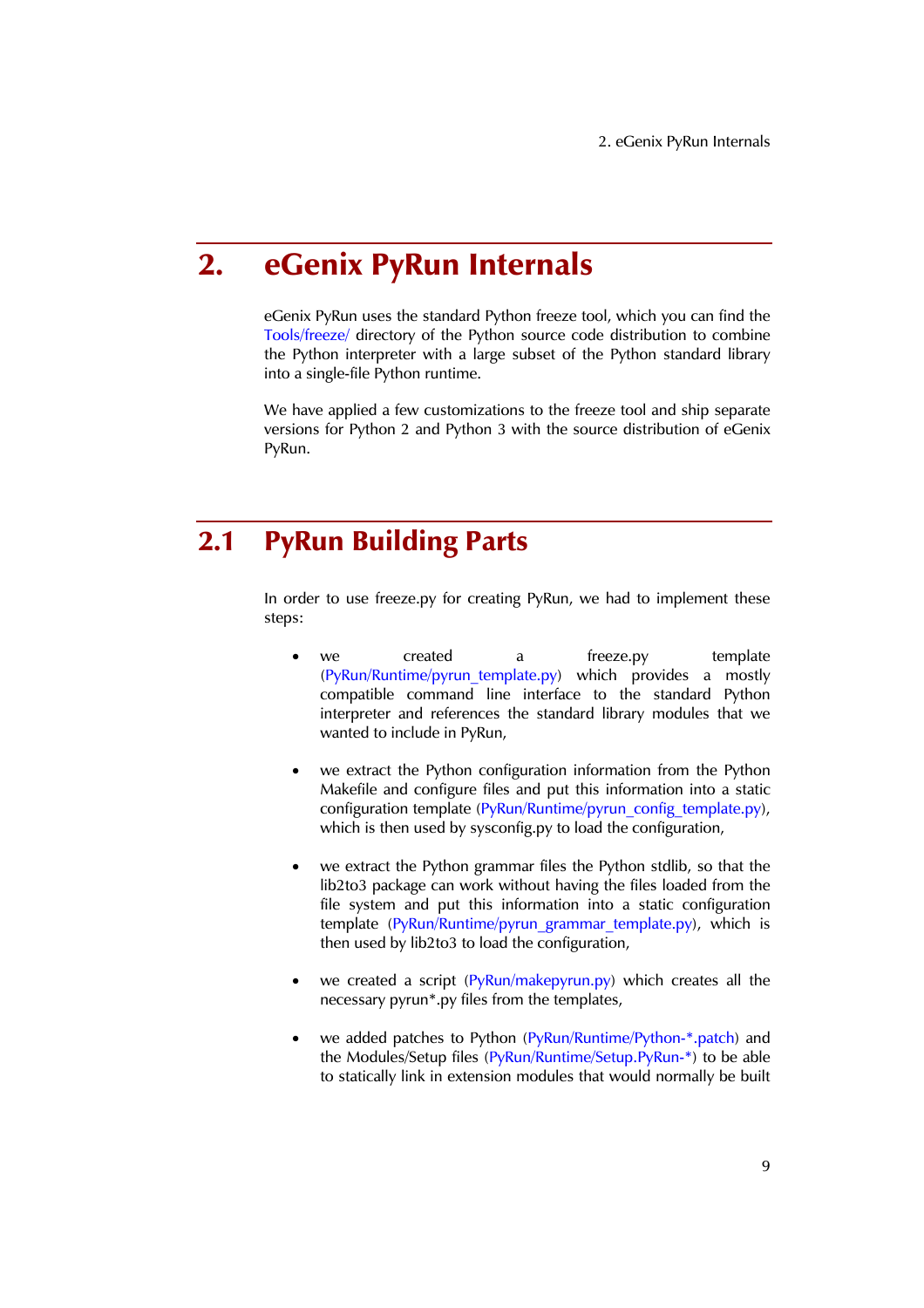# 2. eGenix PyRun Internals

eGenix PyRun uses the standard Python freeze tool, which you can find the Tools/freeze/ directory of the Python source code distribution to combine the Python interpreter with a large subset of the Python standard library into a single-file Python runtime.

We have applied a few customizations to the freeze tool and ship separate versions for Python 2 and Python 3 with the source distribution of eGenix PyRun.

## 2.1 PyRun Building Parts

In order to use freeze.py for creating PyRun, we had to implement these steps:

- we created a freeze.py template (PyRun/Runtime/pyrun_template.py) which provides a mostly compatible command line interface to the standard Python interpreter and references the standard library modules that we wanted to include in PyRun,

- we extract the Python configuration information from the Python Makefile and configure files and put this information into a static configuration template (PyRun/Runtime/pyrun_config_template.py), which is then used by sysconfig.py to load the configuration,

- we extract the Python grammar files the Python stdlib, so that the lib2to3 package can work without having the files loaded from the file system and put this information into a static configuration template (PyRun/Runtime/pyrun_grammar_template.py), which is then used by lib2to3 to load the configuration,

- we created a script (PyRun/makepyrun.py) which creates all the necessary pyrun*.py files from the templates,

- we added patches to Python (PyRun/Runtime/Python-*.patch) and the Modules/Setup files (PyRun/Runtime/Setup.PyRun-*) to be able to statically link in extension modules that would normally be built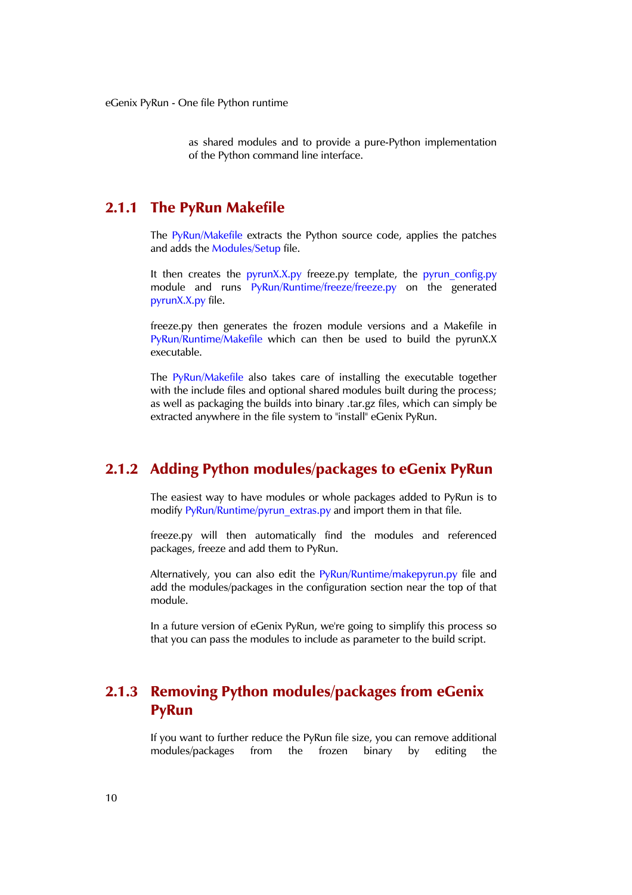as shared modules and to provide a pure-Python implementation of the Python command line interface.

### 2.1.1 The PyRun Makefile

The PyRun/Makefile extracts the Python source code, applies the patches and adds the Modules/Setup file.

It then creates the pyrunX.X.py freeze.py template, the pyrun_config.py module and runs PyRun/Runtime/freeze/freeze.py on the generated pyrunX.X.py file.

freeze.py then generates the frozen module versions and a Makefile in PyRun/Runtime/Makefile which can then be used to build the pyrunX.X executable.

The PyRun/Makefile also takes care of installing the executable together with the include files and optional shared modules built during the process; as well as packaging the builds into binary .tar.gz files, which can simply be extracted anywhere in the file system to "install" eGenix PyRun.

### 2.1.2 Adding Python modules/packages to eGenix PyRun

The easiest way to have modules or whole packages added to PyRun is to modify PyRun/Runtime/pyrun_extras.py and import them in that file.

freeze.py will then automatically find the modules and referenced packages, freeze and add them to PyRun.

Alternatively, you can also edit the PyRun/Runtime/makepyrun.py file and add the modules/packages in the configuration section near the top of that module.

In a future version of eGenix PyRun, we're going to simplify this process so that you can pass the modules to include as parameter to the build script.

### 2.1.3 Removing Python modules/packages from eGenix PyRun

If you want to further reduce the PyRun file size, you can remove additional modules/packages from the frozen binary by editing the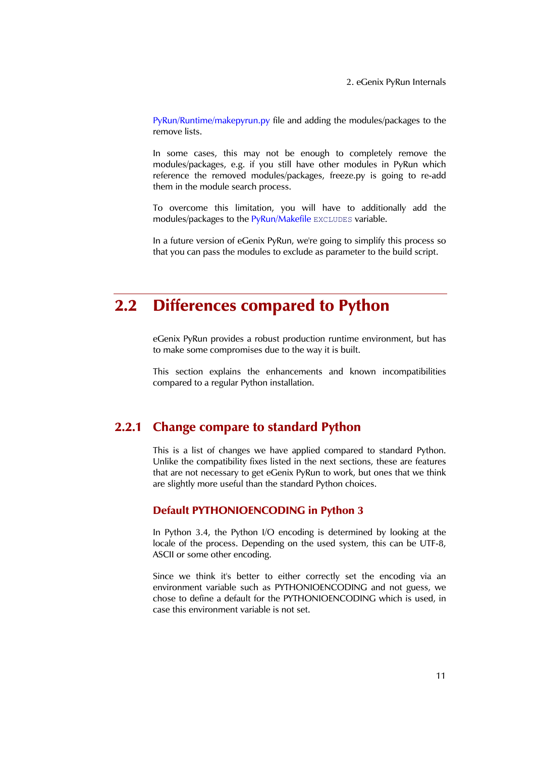PyRun/Runtime/makepyrun.py file and adding the modules/packages to the remove lists.

In some cases, this may not be enough to completely remove the modules/packages, e.g. if you still have other modules in PyRun which reference the removed modules/packages, freeze.py is going to re-add them in the module search process.

To overcome this limitation, you will have to additionally add the modules/packages to the PyRun/Makefile `EXCLUDES` variable.

In a future version of eGenix PyRun, we're going to simplify this process so that you can pass the modules to exclude as parameter to the build script.

## 2.2 Differences compared to Python

eGenix PyRun provides a robust production runtime environment, but has to make some compromises due to the way it is built.

This section explains the enhancements and known incompatibilities compared to a regular Python installation.

### 2.2.1 Change compare to standard Python

This is a list of changes we have applied compared to standard Python. Unlike the compatibility fixes listed in the next sections, these are features that are not necessary to get eGenix PyRun to work, but ones that we think are slightly more useful than the standard Python choices.

#### Default PYTHONIOENCODING in Python 3

In Python 3.4, the Python I/O encoding is determined by looking at the locale of the process. Depending on the used system, this can be UTF-8, ASCII or some other encoding.

Since we think it's better to either correctly set the encoding via an environment variable such as PYTHONIOENCODING and not guess, we chose to define a default for the PYTHONIOENCODING which is used, in case this environment variable is not set.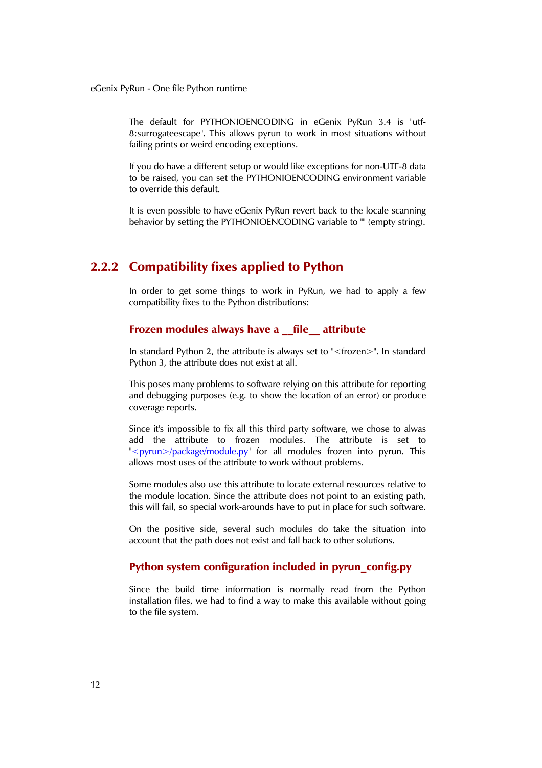The default for PYTHONIOENCODING in eGenix PyRun 3.4 is "utf-8:surrogateescape". This allows pyrun to work in most situations without failing prints or weird encoding exceptions.

If you do have a different setup or would like exceptions for non-UTF-8 data to be raised, you can set the PYTHONIOENCODING environment variable to override this default.

It is even possible to have eGenix PyRun revert back to the locale scanning behavior by setting the PYTHONIOENCODING variable to "" (empty string).

### 2.2.2 Compatibility fixes applied to Python

In order to get some things to work in PyRun, we had to apply a few compatibility fixes to the Python distributions:

#### Frozen modules always have a __file__ attribute

In standard Python 2, the attribute is always set to "<frozen>". In standard Python 3, the attribute does not exist at all.

This poses many problems to software relying on this attribute for reporting and debugging purposes (e.g. to show the location of an error) or produce coverage reports.

Since it's impossible to fix all this third party software, we chose to alwas add the attribute to frozen modules. The attribute is set to "<pyrun>/package/module.py" for all modules frozen into pyrun. This allows most uses of the attribute to work without problems.

Some modules also use this attribute to locate external resources relative to the module location. Since the attribute does not point to an existing path, this will fail, so special work-arounds have to put in place for such software.

On the positive side, several such modules do take the situation into account that the path does not exist and fall back to other solutions.

#### Python system configuration included in pyrun_config.py

Since the build time information is normally read from the Python installation files, we had to find a way to make this available without going to the file system.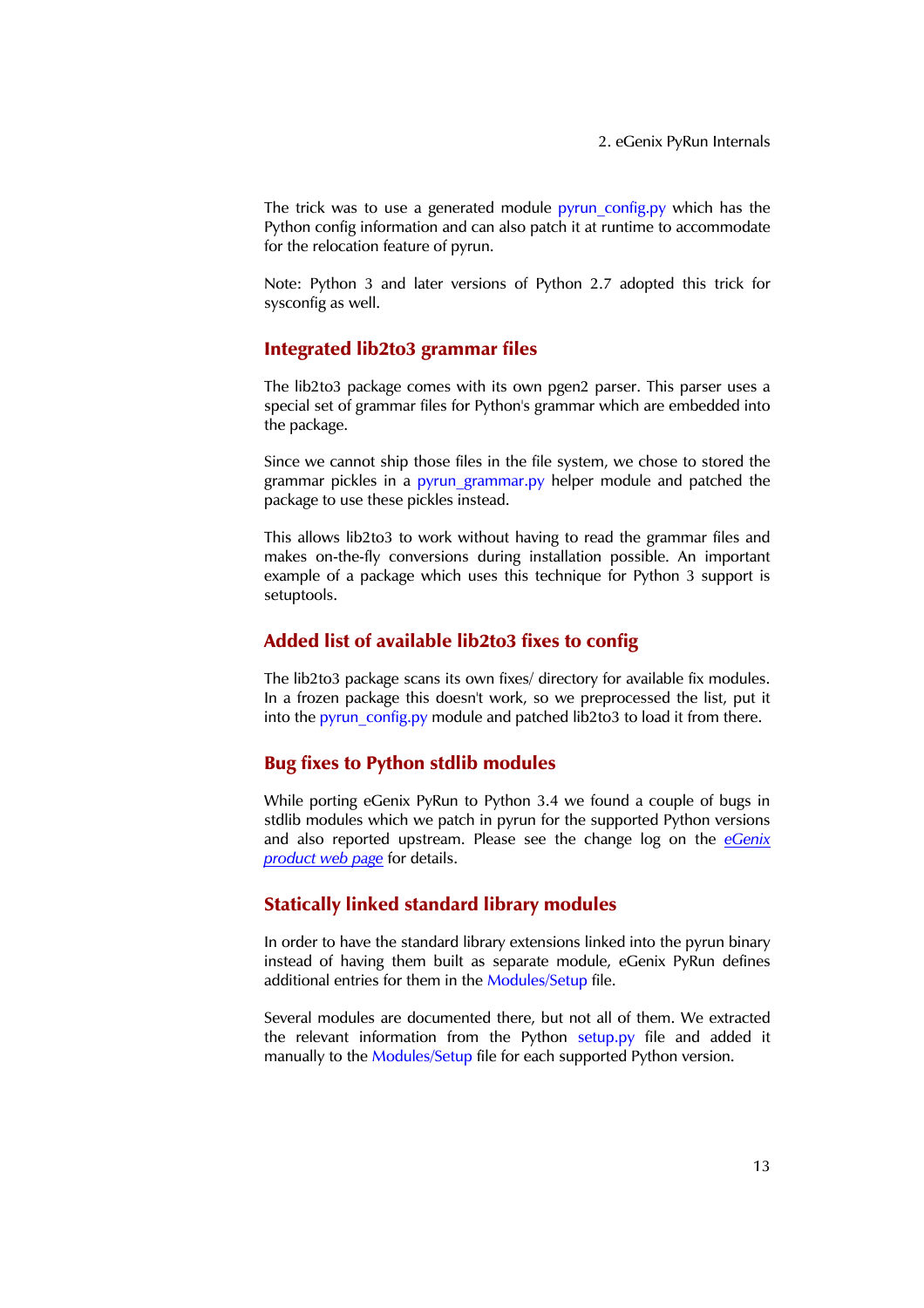The trick was to use a generated module pyrun_config.py which has the Python config information and can also patch it at runtime to accommodate for the relocation feature of pyrun.

Note: Python 3 and later versions of Python 2.7 adopted this trick for sysconfig as well.

### Integrated lib2to3 grammar files

The lib2to3 package comes with its own pgen2 parser. This parser uses a special set of grammar files for Python's grammar which are embedded into the package.

Since we cannot ship those files in the file system, we chose to stored the grammar pickles in a pyrun_grammar.py helper module and patched the package to use these pickles instead.

This allows lib2to3 to work without having to read the grammar files and makes on-the-fly conversions during installation possible. An important example of a package which uses this technique for Python 3 support is setuptools.

### Added list of available lib2to3 fixes to config

The lib2to3 package scans its own fixes/ directory for available fix modules. In a frozen package this doesn't work, so we preprocessed the list, put it into the pyrun_config.py module and patched lib2to3 to load it from there.

### Bug fixes to Python stdlib modules

While porting eGenix PyRun to Python 3.4 we found a couple of bugs in stdlib modules which we patch in pyrun for the supported Python versions and also reported upstream. Please see the change log on the *eGenix product web page* for details.

### Statically linked standard library modules

In order to have the standard library extensions linked into the pyrun binary instead of having them built as separate module, eGenix PyRun defines additional entries for them in the Modules/Setup file.

Several modules are documented there, but not all of them. We extracted the relevant information from the Python setup.py file and added it manually to the Modules/Setup file for each supported Python version.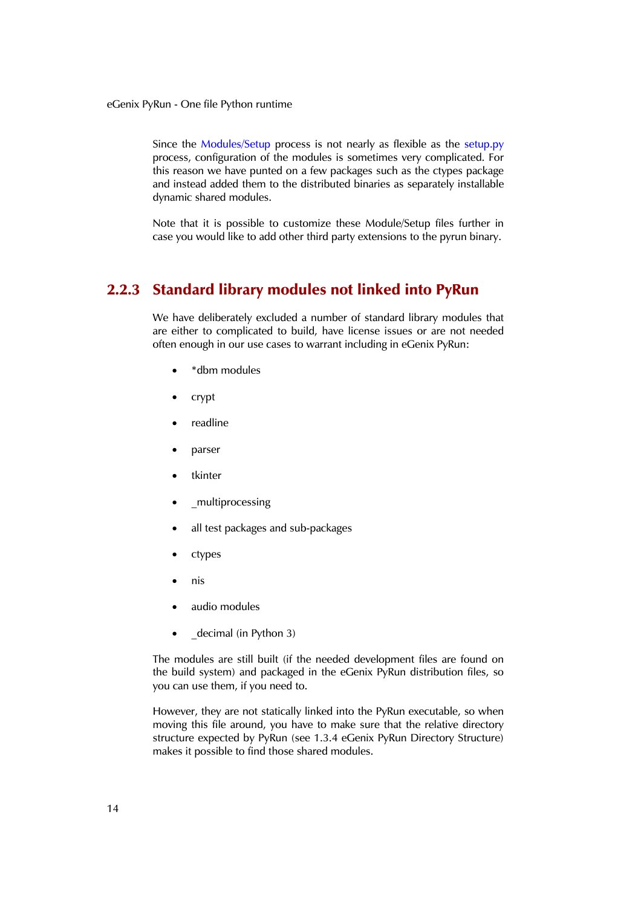Since the Modules/Setup process is not nearly as flexible as the setup.py process, configuration of the modules is sometimes very complicated. For this reason we have punted on a few packages such as the ctypes package and instead added them to the distributed binaries as separately installable dynamic shared modules.

Note that it is possible to customize these Module/Setup files further in case you would like to add other third party extensions to the pyrun binary.

### 2.2.3 Standard library modules not linked into PyRun

We have deliberately excluded a number of standard library modules that are either to complicated to build, have license issues or are not needed often enough in our use cases to warrant including in eGenix PyRun:

- *dbm modules
- crypt
- readline
- parser
- tkinter
- _multiprocessing
- all test packages and sub-packages
- ctypes
- nis
- audio modules
- _decimal (in Python 3)

The modules are still built (if the needed development files are found on the build system) and packaged in the eGenix PyRun distribution files, so you can use them, if you need to.

However, they are not statically linked into the PyRun executable, so when moving this file around, you have to make sure that the relative directory structure expected by PyRun (see 1.3.4 eGenix PyRun Directory Structure) makes it possible to find those shared modules.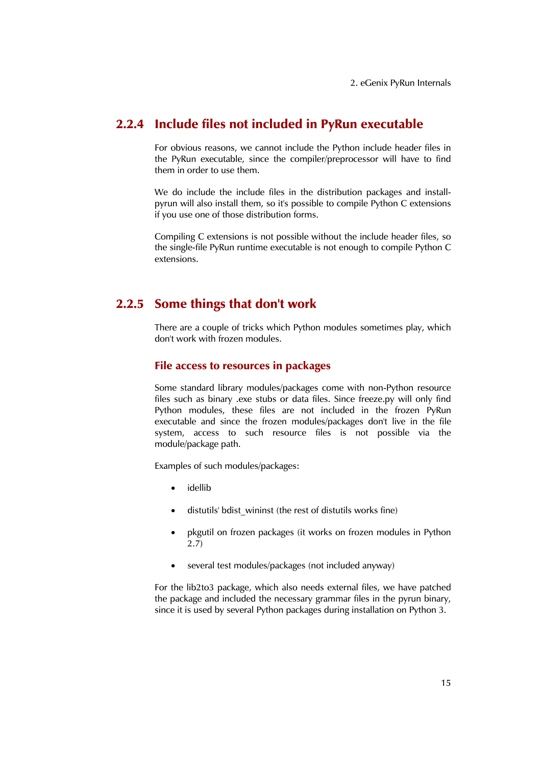### 2.2.4 Include files not included in PyRun executable

For obvious reasons, we cannot include the Python include header files in the PyRun executable, since the compiler/preprocessor will have to find them in order to use them.

We do include the include files in the distribution packages and install-pyrun will also install them, so it's possible to compile Python C extensions if you use one of those distribution forms.

Compiling C extensions is not possible without the include header files, so the single-file PyRun runtime executable is not enough to compile Python C extensions.

### 2.2.5 Some things that don't work

There are a couple of tricks which Python modules sometimes play, which don't work with frozen modules.

#### File access to resources in packages

Some standard library modules/packages come with non-Python resource files such as binary .exe stubs or data files. Since freeze.py will only find Python modules, these files are not included in the frozen PyRun executable and since the frozen modules/packages don't live in the file system, access to such resource files is not possible via the module/package path.

Examples of such modules/packages:

- idellib
- distutils' bdist_wininst (the rest of distutils works fine)
- pkgutil on frozen packages (it works on frozen modules in Python 2.7)
- several test modules/packages (not included anyway)

For the lib2to3 package, which also needs external files, we have patched the package and included the necessary grammar files in the pyrun binary, since it is used by several Python packages during installation on Python 3.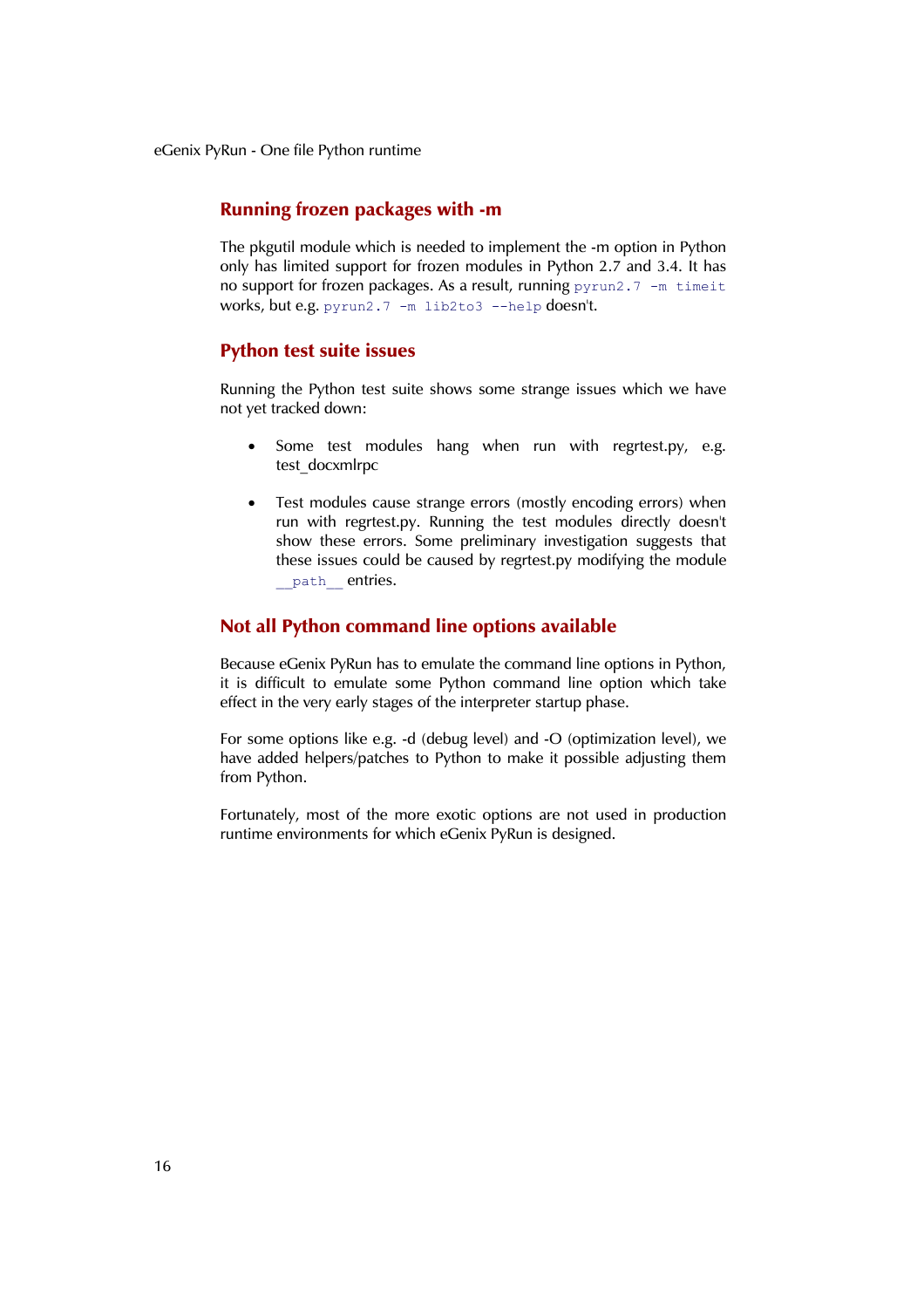## Running frozen packages with -m

The pkgutil module which is needed to implement the -m option in Python only has limited support for frozen modules in Python 2.7 and 3.4. It has no support for frozen packages. As a result, running `pyrun2.7 -m timeit` works, but e.g. `pyrun2.7 -m lib2to3 --help` doesn't.

## Python test suite issues

Running the Python test suite shows some strange issues which we have not yet tracked down:

- Some test modules hang when run with regrtest.py, e.g. test_docxmlrpc
- Test modules cause strange errors (mostly encoding errors) when run with regrtest.py. Running the test modules directly doesn't show these errors. Some preliminary investigation suggests that these issues could be caused by regrtest.py modifying the module `__path__` entries.

## Not all Python command line options available

Because eGenix PyRun has to emulate the command line options in Python, it is difficult to emulate some Python command line option which take effect in the very early stages of the interpreter startup phase.

For some options like e.g. -d (debug level) and -O (optimization level), we have added helpers/patches to Python to make it possible adjusting them from Python.

Fortunately, most of the more exotic options are not used in production runtime environments for which eGenix PyRun is designed.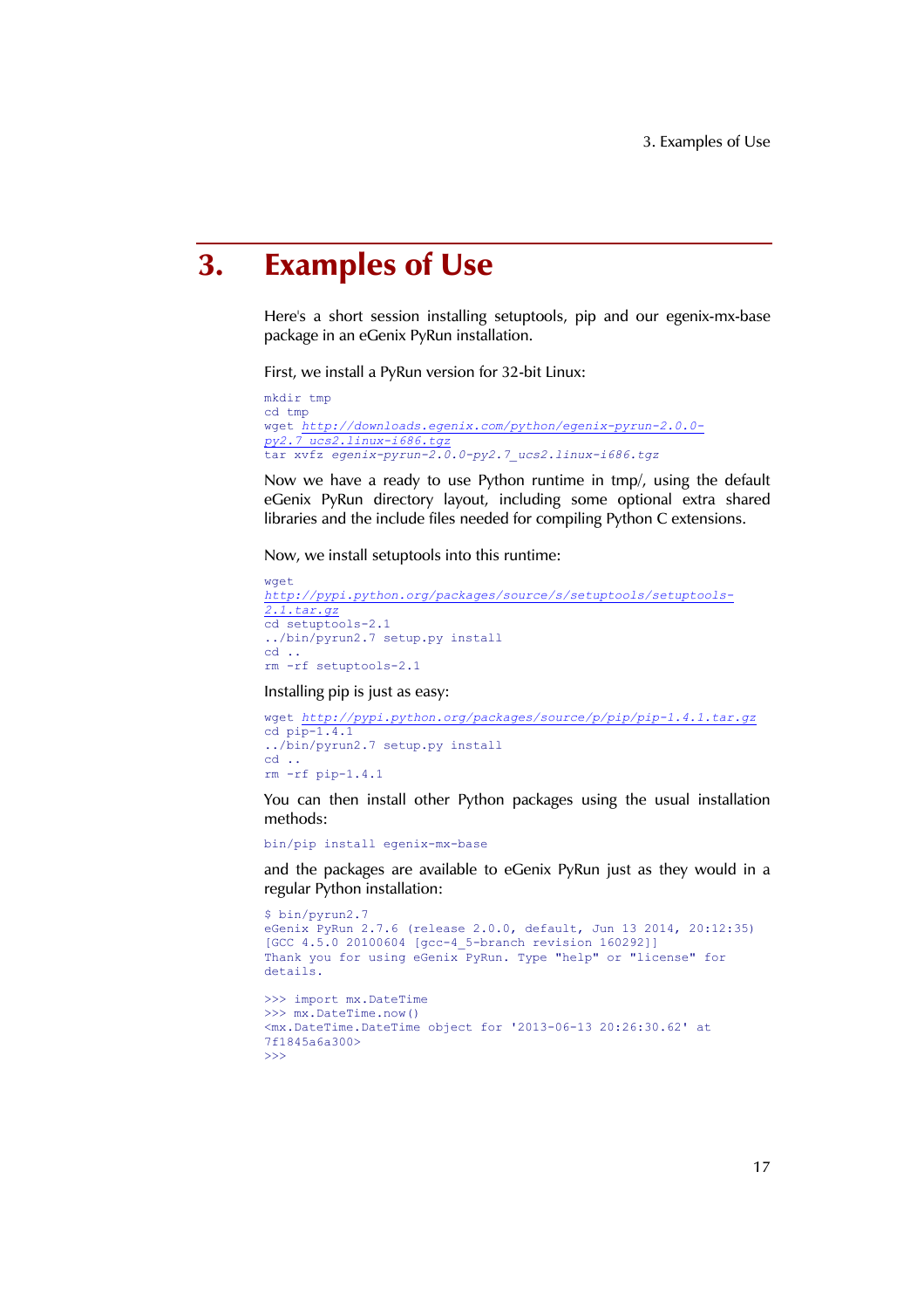# 3. Examples of Use

Here's a short session installing setuptools, pip and our egenix-mx-base package in an eGenix PyRun installation.

First, we install a PyRun version for 32-bit Linux:

```
mkdir tmp
cd tmp
wget http://downloads.egenix.com/python/egenix-pyrun-2.0.0-py2.7_ucs2.linux-i686.tgz
tar xvfz egenix-pyrun-2.0.0-py2.7_ucs2.linux-i686.tgz
```

Now we have a ready to use Python runtime in tmp/, using the default eGenix PyRun directory layout, including some optional extra shared libraries and the include files needed for compiling Python C extensions.

Now, we install setuptools into this runtime:

```
wget
http://pypi.python.org/packages/source/s/setuptools/setuptools-2.1.tar.gz
cd setuptools-2.1
../bin/pyrun2.7 setup.py install
cd ..
rm -rf setuptools-2.1
```

Installing pip is just as easy:

```
wget http://pypi.python.org/packages/source/p/pip/pip-1.4.1.tar.gz
cd pip-1.4.1
../bin/pyrun2.7 setup.py install
cd ..
rm -rf pip-1.4.1
```

You can then install other Python packages using the usual installation methods:

```
bin/pip install egenix-mx-base
```

and the packages are available to eGenix PyRun just as they would in a regular Python installation:

```
$ bin/pyrun2.7
eGenix PyRun 2.7.6 (release 2.0.0, default, Jun 13 2014, 20:12:35)
[GCC 4.5.0 20100604 [gcc-4_5-branch revision 160292]]
Thank you for using eGenix PyRun. Type "help" or "license" for
details.

>>> import mx.DateTime
>>> mx.DateTime.now()
<mx.DateTime.DateTime object for '2013-06-13 20:26:30.62' at
7f1845a6a300>
>>>
```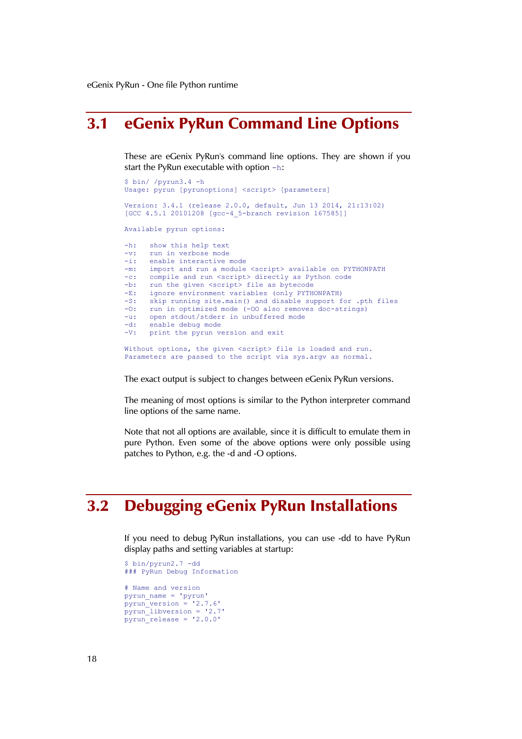## 3.1 eGenix PyRun Command Line Options

These are eGenix PyRun's command line options. They are shown if you start the PyRun executable with option `-h`:

```
$ bin/ /pyrun3.4 -h
Usage: pyrun [pyrunoptions] <script> [parameters]

Version: 3.4.1 (release 2.0.0, default, Jun 13 2014, 21:13:02)
[GCC 4.5.1 20101208 [gcc-4_5-branch revision 167585]]

Available pyrun options:

-h:   show this help text
-v:   run in verbose mode
-i:   enable interactive mode
-m:   import and run a module <script> available on PYTHONPATH
-c:   compile and run <script> directly as Python code
-b:   run the given <script> file as bytecode
-E:   ignore environment variables (only PYTHONPATH)
-S:   skip running site.main() and disable support for .pth files
-O:   run in optimized mode (-OO also removes doc-strings)
-u:   open stdout/stderr in unbuffered mode
-d:   enable debug mode
-V:   print the pyrun version and exit

Without options, the given <script> file is loaded and run.
Parameters are passed to the script via sys.argv as normal.
```

The exact output is subject to changes between eGenix PyRun versions.

The meaning of most options is similar to the Python interpreter command line options of the same name.

Note that not all options are available, since it is difficult to emulate them in pure Python. Even some of the above options were only possible using patches to Python, e.g. the -d and -O options.

## 3.2 Debugging eGenix PyRun Installations

If you need to debug PyRun installations, you can use -dd to have PyRun display paths and setting variables at startup:

```
$ bin/pyrun2.7 -dd
### PyRun Debug Information

# Name and version
pyrun_name = 'pyrun'
pyrun_version = '2.7.6'
pyrun_libversion = '2.7'
pyrun_release = '2.0.0'
```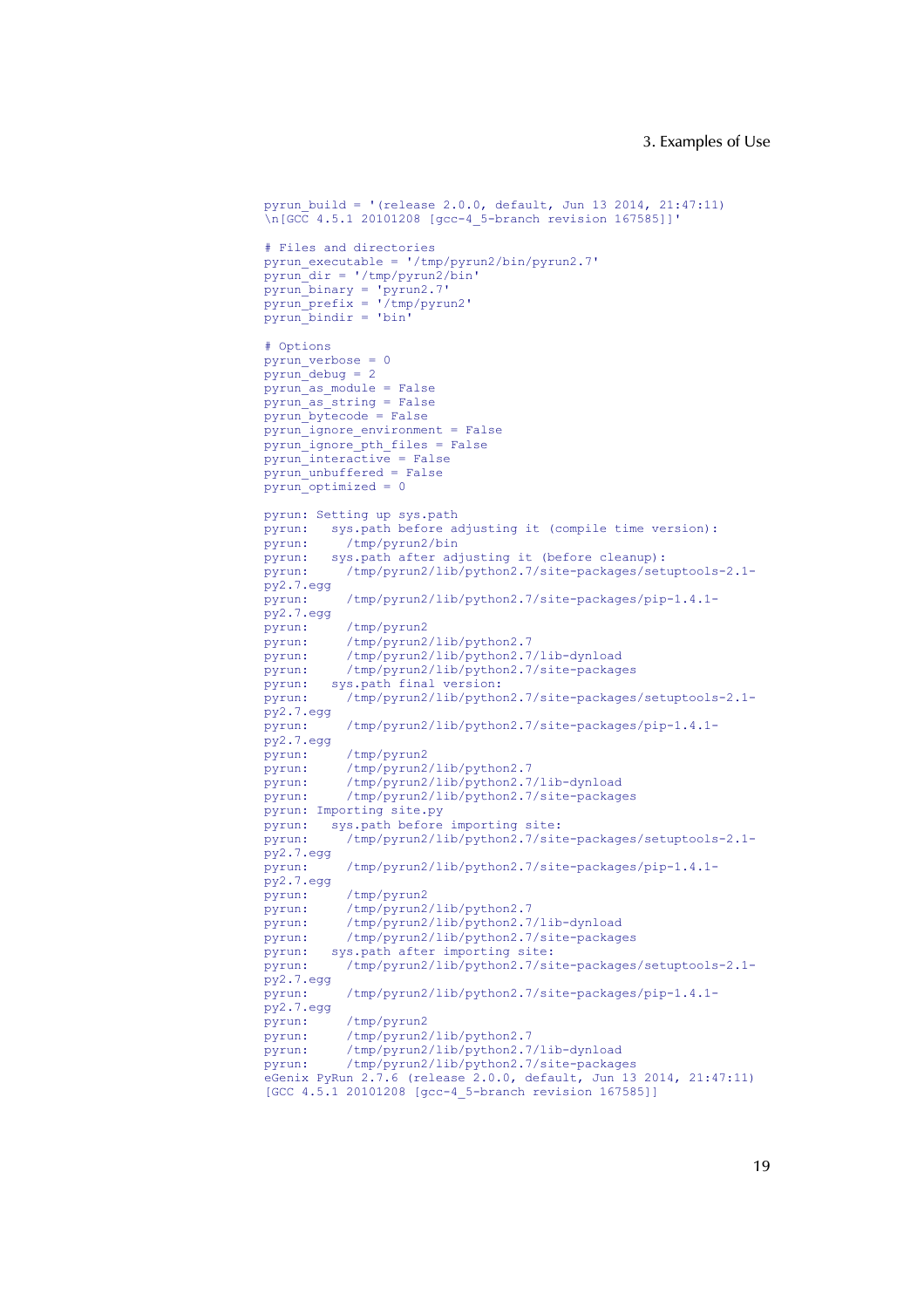```
pyrun_build = '(release 2.0.0, default, Jun 13 2014, 21:47:11)
\n[GCC 4.5.1 20101208 [gcc-4_5-branch revision 167585]]'

# Files and directories
pyrun_executable = '/tmp/pyrun2/bin/pyrun2.7'
pyrun_dir = '/tmp/pyrun2/bin'
pyrun_binary = 'pyrun2.7'
pyrun_prefix = '/tmp/pyrun2'
pyrun_bindir = 'bin'

# Options
pyrun_verbose = 0
pyrun_debug = 2
pyrun_as_module = False
pyrun_as_string = False
pyrun_bytecode = False
pyrun_ignore_environment = False
pyrun_ignore_pth_files = False
pyrun_interactive = False
pyrun_unbuffered = False
pyrun_optimized = 0

pyrun: Setting up sys.path
pyrun:   sys.path before adjusting it (compile time version):
pyrun:     /tmp/pyrun2/bin
pyrun:   sys.path after adjusting it (before cleanup):
pyrun:     /tmp/pyrun2/lib/python2.7/site-packages/setuptools-2.1-
py2.7.egg
pyrun:     /tmp/pyrun2/lib/python2.7/site-packages/pip-1.4.1-
py2.7.egg
pyrun:     /tmp/pyrun2
pyrun:     /tmp/pyrun2/lib/python2.7
pyrun:     /tmp/pyrun2/lib/python2.7/lib-dynload
pyrun:     /tmp/pyrun2/lib/python2.7/site-packages
pyrun:   sys.path final version:
pyrun:     /tmp/pyrun2/lib/python2.7/site-packages/setuptools-2.1-
py2.7.egg
pyrun:     /tmp/pyrun2/lib/python2.7/site-packages/pip-1.4.1-
py2.7.egg
pyrun:     /tmp/pyrun2
pyrun:     /tmp/pyrun2/lib/python2.7
pyrun:     /tmp/pyrun2/lib/python2.7/lib-dynload
pyrun:     /tmp/pyrun2/lib/python2.7/site-packages
pyrun: Importing site.py
pyrun:   sys.path before importing site:
pyrun:     /tmp/pyrun2/lib/python2.7/site-packages/setuptools-2.1-
py2.7.egg
pyrun:     /tmp/pyrun2/lib/python2.7/site-packages/pip-1.4.1-
py2.7.egg
pyrun:     /tmp/pyrun2
pyrun:     /tmp/pyrun2/lib/python2.7
pyrun:     /tmp/pyrun2/lib/python2.7/lib-dynload
pyrun:     /tmp/pyrun2/lib/python2.7/site-packages
pyrun:   sys.path after importing site:
pyrun:     /tmp/pyrun2/lib/python2.7/site-packages/setuptools-2.1-
py2.7.egg
pyrun:     /tmp/pyrun2/lib/python2.7/site-packages/pip-1.4.1-
py2.7.egg
pyrun:     /tmp/pyrun2
pyrun:     /tmp/pyrun2/lib/python2.7
pyrun:     /tmp/pyrun2/lib/python2.7/lib-dynload
pyrun:     /tmp/pyrun2/lib/python2.7/site-packages
eGenix PyRun 2.7.6 (release 2.0.0, default, Jun 13 2014, 21:47:11)
[GCC 4.5.1 20101208 [gcc-4_5-branch revision 167585]]
```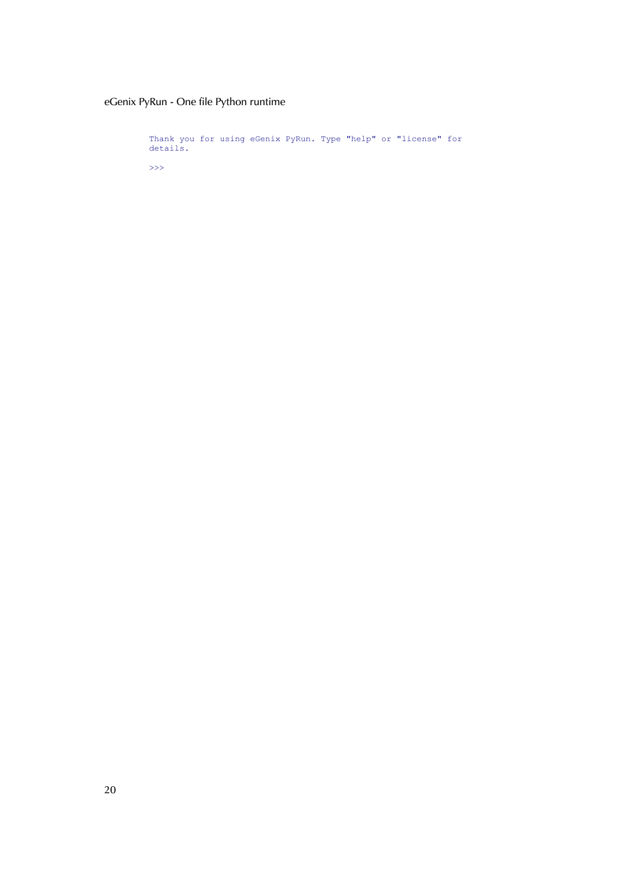```
Thank you for using eGenix PyRun. Type "help" or "license" for
details.

>>>
```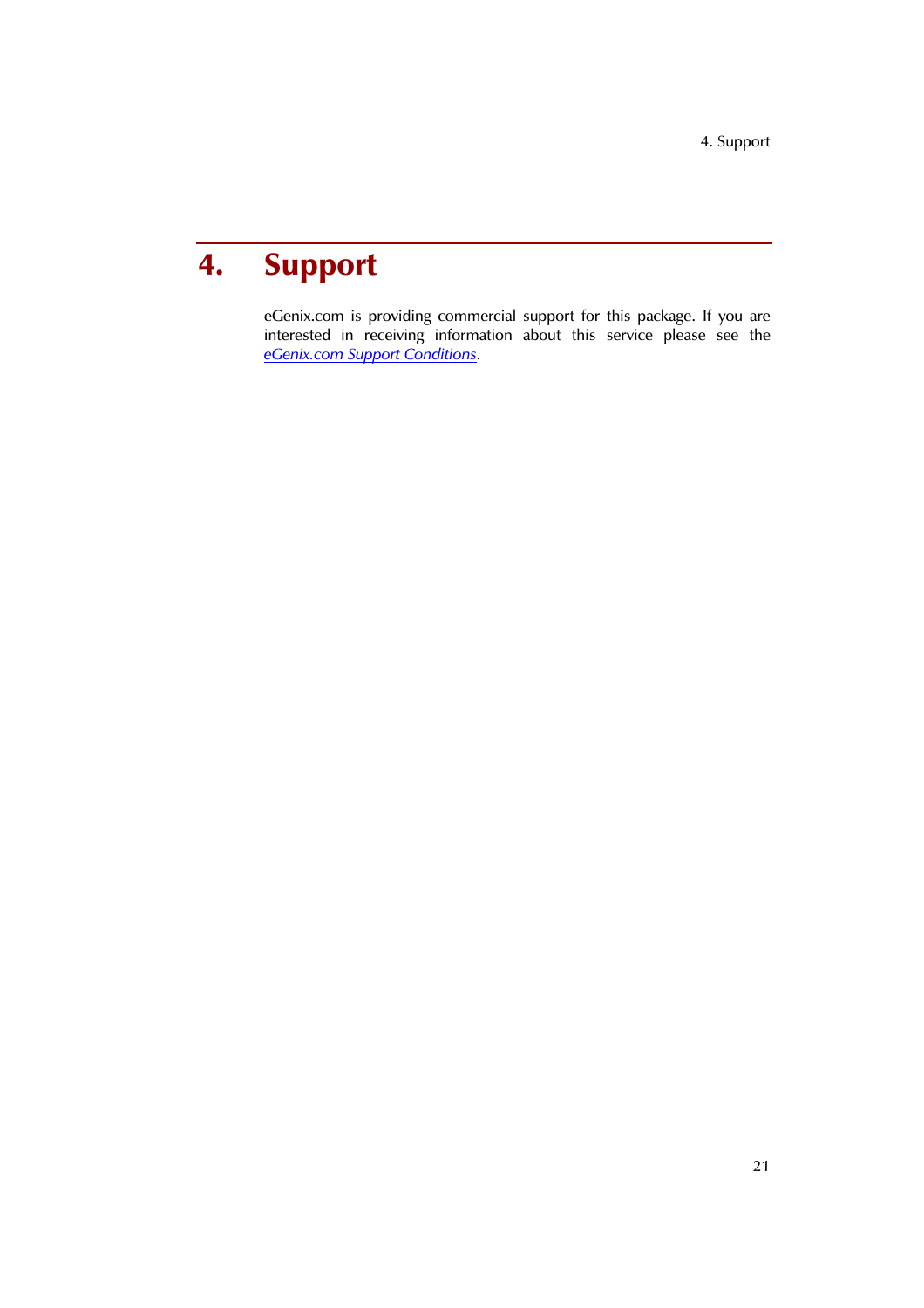# 4. Support

eGenix.com is providing commercial support for this package. If you are interested in receiving information about this service please see the *eGenix.com Support Conditions*.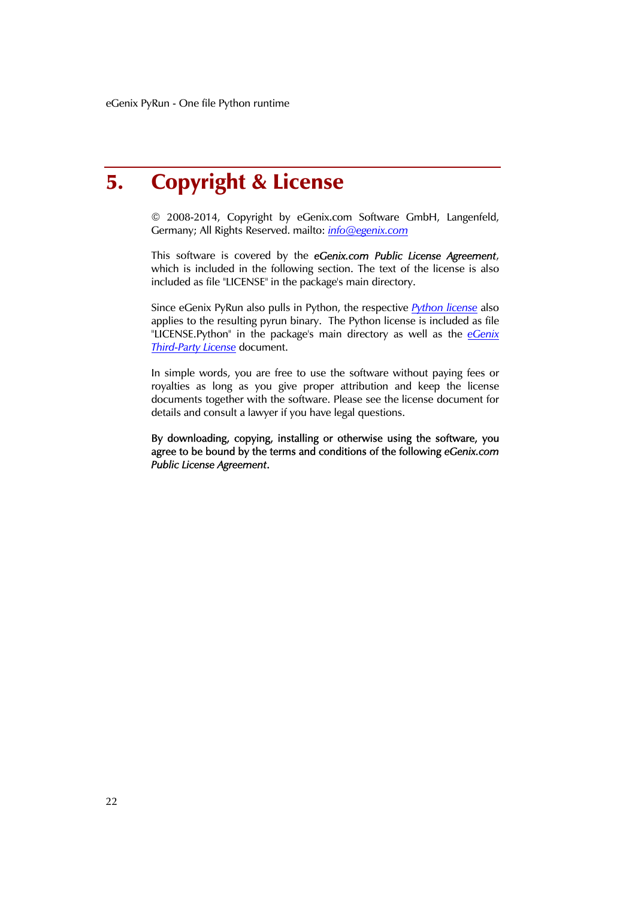# 5. Copyright & License

© 2008-2014, Copyright by eGenix.com Software GmbH, Langenfeld, Germany; All Rights Reserved. mailto: *info@egenix.com*

This software is covered by the ***eGenix.com Public License Agreement***, which is included in the following section. The text of the license is also included as file "LICENSE" in the package's main directory.

Since eGenix PyRun also pulls in Python, the respective *Python license* also applies to the resulting pyrun binary. The Python license is included as file "LICENSE.Python" in the package's main directory as well as the *eGenix Third-Party License* document.

In simple words, you are free to use the software without paying fees or royalties as long as you give proper attribution and keep the license documents together with the software. Please see the license document for details and consult a lawyer if you have legal questions.

**By downloading, copying, installing or otherwise using the software, you agree to be bound by the terms and conditions of the following *eGenix.com Public License Agreement*.**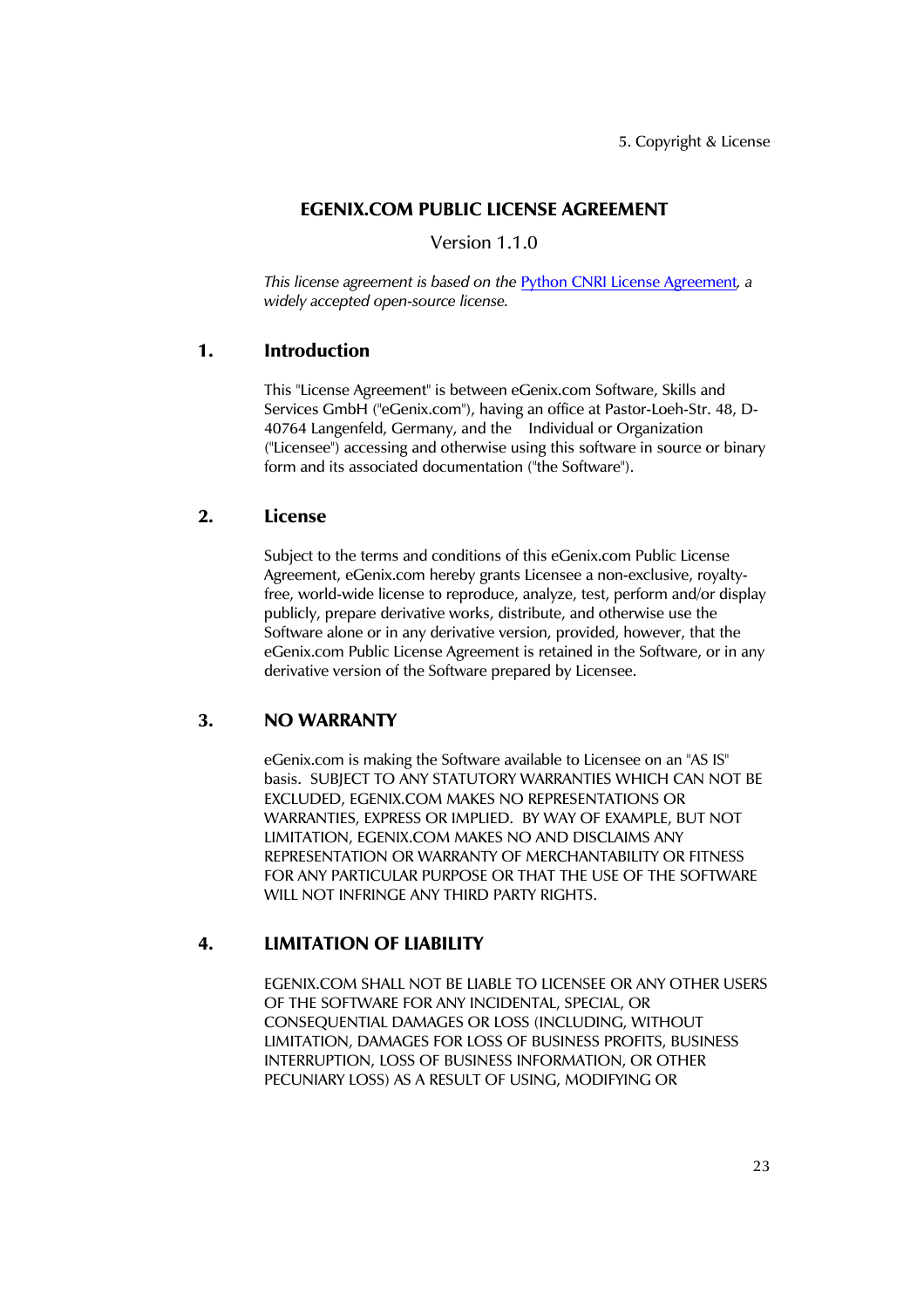# EGENIX.COM PUBLIC LICENSE AGREEMENT

Version 1.1.0

*This license agreement is based on the* [Python CNRI License Agreement](), *a widely accepted open-source license.*

## 1. Introduction

This "License Agreement" is between eGenix.com Software, Skills and Services GmbH ("eGenix.com"), having an office at Pastor-Loeh-Str. 48, D-40764 Langenfeld, Germany, and the Individual or Organization ("Licensee") accessing and otherwise using this software in source or binary form and its associated documentation ("the Software").

## 2. License

Subject to the terms and conditions of this eGenix.com Public License Agreement, eGenix.com hereby grants Licensee a non-exclusive, royalty-free, world-wide license to reproduce, analyze, test, perform and/or display publicly, prepare derivative works, distribute, and otherwise use the Software alone or in any derivative version, provided, however, that the eGenix.com Public License Agreement is retained in the Software, or in any derivative version of the Software prepared by Licensee.

## 3. NO WARRANTY

eGenix.com is making the Software available to Licensee on an "AS IS" basis. SUBJECT TO ANY STATUTORY WARRANTIES WHICH CAN NOT BE EXCLUDED, EGENIX.COM MAKES NO REPRESENTATIONS OR WARRANTIES, EXPRESS OR IMPLIED. BY WAY OF EXAMPLE, BUT NOT LIMITATION, EGENIX.COM MAKES NO AND DISCLAIMS ANY REPRESENTATION OR WARRANTY OF MERCHANTABILITY OR FITNESS FOR ANY PARTICULAR PURPOSE OR THAT THE USE OF THE SOFTWARE WILL NOT INFRINGE ANY THIRD PARTY RIGHTS.

## 4. LIMITATION OF LIABILITY

EGENIX.COM SHALL NOT BE LIABLE TO LICENSEE OR ANY OTHER USERS OF THE SOFTWARE FOR ANY INCIDENTAL, SPECIAL, OR CONSEQUENTIAL DAMAGES OR LOSS (INCLUDING, WITHOUT LIMITATION, DAMAGES FOR LOSS OF BUSINESS PROFITS, BUSINESS INTERRUPTION, LOSS OF BUSINESS INFORMATION, OR OTHER PECUNIARY LOSS) AS A RESULT OF USING, MODIFYING OR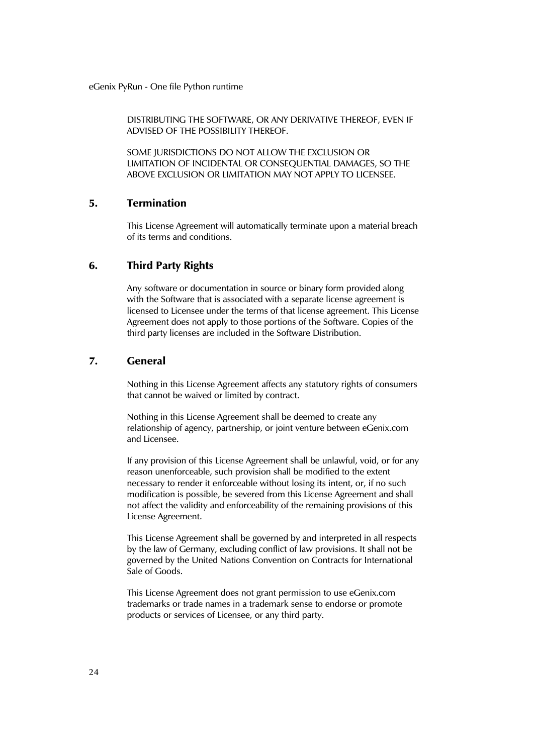DISTRIBUTING THE SOFTWARE, OR ANY DERIVATIVE THEREOF, EVEN IF ADVISED OF THE POSSIBILITY THEREOF.

SOME JURISDICTIONS DO NOT ALLOW THE EXCLUSION OR LIMITATION OF INCIDENTAL OR CONSEQUENTIAL DAMAGES, SO THE ABOVE EXCLUSION OR LIMITATION MAY NOT APPLY TO LICENSEE.

## 5. Termination

This License Agreement will automatically terminate upon a material breach of its terms and conditions.

## 6. Third Party Rights

Any software or documentation in source or binary form provided along with the Software that is associated with a separate license agreement is licensed to Licensee under the terms of that license agreement. This License Agreement does not apply to those portions of the Software. Copies of the third party licenses are included in the Software Distribution.

## 7. General

Nothing in this License Agreement affects any statutory rights of consumers that cannot be waived or limited by contract.

Nothing in this License Agreement shall be deemed to create any relationship of agency, partnership, or joint venture between eGenix.com and Licensee.

If any provision of this License Agreement shall be unlawful, void, or for any reason unenforceable, such provision shall be modified to the extent necessary to render it enforceable without losing its intent, or, if no such modification is possible, be severed from this License Agreement and shall not affect the validity and enforceability of the remaining provisions of this License Agreement.

This License Agreement shall be governed by and interpreted in all respects by the law of Germany, excluding conflict of law provisions. It shall not be governed by the United Nations Convention on Contracts for International Sale of Goods.

This License Agreement does not grant permission to use eGenix.com trademarks or trade names in a trademark sense to endorse or promote products or services of Licensee, or any third party.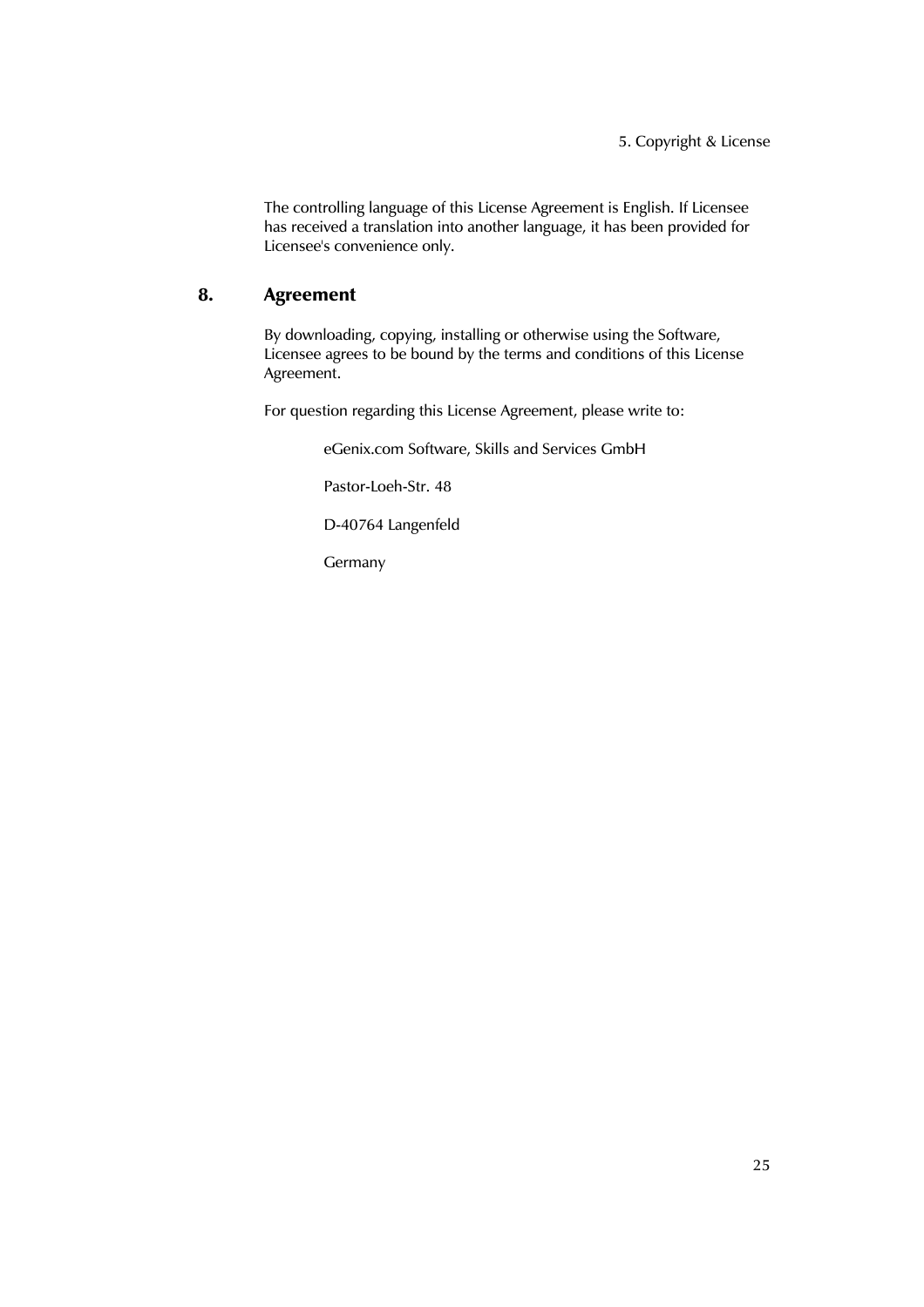The controlling language of this License Agreement is English. If Licensee has received a translation into another language, it has been provided for Licensee's convenience only.

## 8. Agreement

By downloading, copying, installing or otherwise using the Software, Licensee agrees to be bound by the terms and conditions of this License Agreement.

For question regarding this License Agreement, please write to:

> eGenix.com Software, Skills and Services GmbH
>
> Pastor-Loeh-Str. 48
>
> D-40764 Langenfeld
>
> Germany